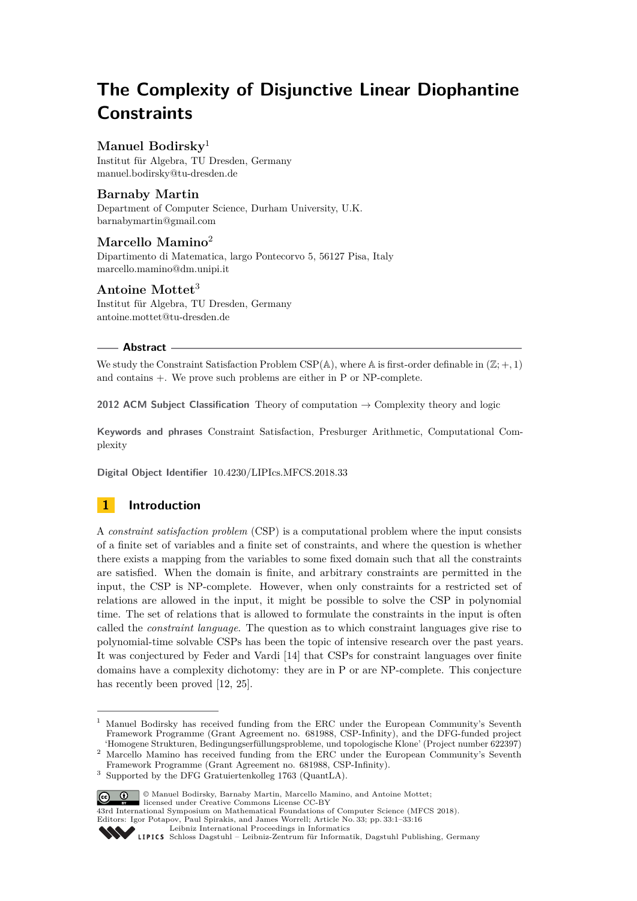# The Complexity of Disjunctive Linear Diophantine Constraints

**Manuel Bodirsky**[1]
Institut für Algebra, TU Dresden, Germany
manuel.bodirsky@tu-dresden.de

**Barnaby Martin**
Department of Computer Science, Durham University, U.K.
barnabymartin@gmail.com

**Marcello Mamino**[2]
Dipartimento di Matematica, largo Pontecorvo 5, 56127 Pisa, Italy
marcello.mamino@dm.unipi.it

**Antoine Mottet**[3]
Institut für Algebra, TU Dresden, Germany
antoine.mottet@tu-dresden.de

## Abstract

We study the Constraint Satisfaction Problem CSP($\mathbb{A}$), where $\mathbb{A}$ is first-order definable in $(\mathbb{Z}; +, 1)$ and contains $+$. We prove such problems are either in P or NP-complete.

**2012 ACM Subject Classification** Theory of computation → Complexity theory and logic

**Keywords and phrases** Constraint Satisfaction, Presburger Arithmetic, Computational Complexity

**Digital Object Identifier** 10.4230/LIPIcs.MFCS.2018.33

## 1 Introduction

A *constraint satisfaction problem* (CSP) is a computational problem where the input consists of a finite set of variables and a finite set of constraints, and where the question is whether there exists a mapping from the variables to some fixed domain such that all the constraints are satisfied. When the domain is finite, and arbitrary constraints are permitted in the input, the CSP is NP-complete. However, when only constraints for a restricted set of relations are allowed in the input, it might be possible to solve the CSP in polynomial time. The set of relations that is allowed to formulate the constraints in the input is often called the *constraint language*. The question as to which constraint languages give rise to polynomial-time solvable CSPs has been the topic of intensive research over the past years. It was conjectured by Feder and Vardi [14] that CSPs for constraint languages over finite domains have a complexity dichotomy: they are in P or are NP-complete. This conjecture has recently been proved [12, 25].

---

[1] Manuel Bodirsky has received funding from the ERC under the European Community's Seventh Framework Programme (Grant Agreement no. 681988, CSP-Infinity), and the DFG-funded project 'Homogene Strukturen, Bedingungserfüllungsprobleme, und topologische Klone' (Project number 622397)

[2] Marcello Mamino has received funding from the ERC under the European Community's Seventh Framework Programme (Grant Agreement no. 681988, CSP-Infinity).

[3] Supported by the DFG Graduiertenkolleg 1763 (QuantLA).

© Manuel Bodirsky, Barnaby Martin, Marcello Mamino, and Antoine Mottet; licensed under Creative Commons License CC-BY
43rd International Symposium on Mathematical Foundations of Computer Science (MFCS 2018).
Editors: Igor Potapov, Paul Spirakis, and James Worrell; Article No. 33; pp. 33:1–33:16
Leibniz International Proceedings in Informatics
Schloss Dagstuhl – Leibniz-Zentrum für Informatik, Dagstuhl Publishing, Germany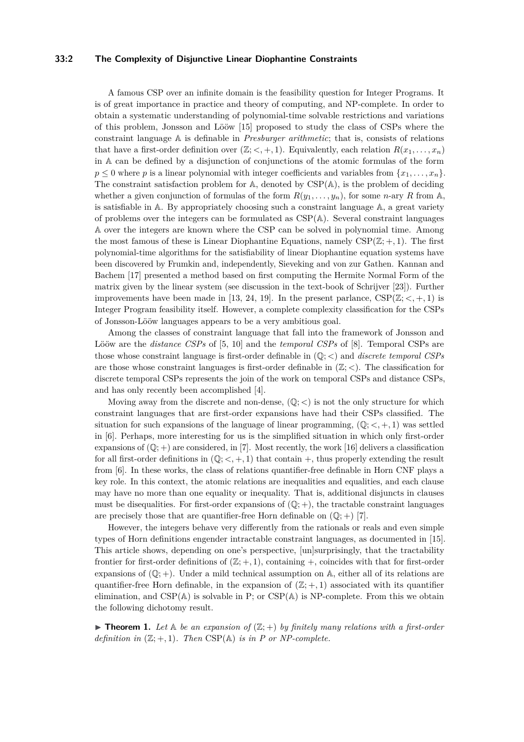A famous CSP over an infinite domain is the feasibility question for Integer Programs. It is of great importance in practice and theory of computing, and NP-complete. In order to obtain a systematic understanding of polynomial-time solvable restrictions and variations of this problem, Jonsson and Lööw [15] proposed to study the class of CSPs where the constraint language $\mathbb{A}$ is definable in *Presburger arithmetic*; that is, consists of relations that have a first-order definition over $(\mathbb{Z}; <, +, 1)$. Equivalently, each relation $R(x_1, \dots, x_n)$ in $\mathbb{A}$ can be defined by a disjunction of conjunctions of the atomic formulas of the form $p \leq 0$ where $p$ is a linear polynomial with integer coefficients and variables from $\{x_1, \dots, x_n\}$. The constraint satisfaction problem for $\mathbb{A}$, denoted by $\mathrm{CSP}(\mathbb{A})$, is the problem of deciding whether a given conjunction of formulas of the form $R(y_1, \dots, y_n)$, for some $n$-ary $R$ from $\mathbb{A}$, is satisfiable in $\mathbb{A}$. By appropriately choosing such a constraint language $\mathbb{A}$, a great variety of problems over the integers can be formulated as $\mathrm{CSP}(\mathbb{A})$. Several constraint languages $\mathbb{A}$ over the integers are known where the CSP can be solved in polynomial time. Among the most famous of these is Linear Diophantine Equations, namely $\mathrm{CSP}(\mathbb{Z}; +, 1)$. The first polynomial-time algorithms for the satisfiability of linear Diophantine equation systems have been discovered by Frumkin and, independently, Sieveking and von zur Gathen. Kannan and Bachem [17] presented a method based on first computing the Hermite Normal Form of the matrix given by the linear system (see discussion in the text-book of Schrijver [23]). Further improvements have been made in [13, 24, 19]. In the present parlance, $\mathrm{CSP}(\mathbb{Z}; <, +, 1)$ is Integer Program feasibility itself. However, a complete complexity classification for the CSPs of Jonsson-Lööw languages appears to be a very ambitious goal.

Among the classes of constraint language that fall into the framework of Jonsson and Lööw are the *distance CSPs* of [5, 10] and the *temporal CSPs* of [8]. Temporal CSPs are those whose constraint language is first-order definable in $(\mathbb{Q}; <)$ and *discrete temporal CSPs* are those whose constraint languages is first-order definable in $(\mathbb{Z}; <)$. The classification for discrete temporal CSPs represents the join of the work on temporal CSPs and distance CSPs, and has only recently been accomplished [4].

Moving away from the discrete and non-dense, $(\mathbb{Q}; <)$ is not the only structure for which constraint languages that are first-order expansions have had their CSPs classified. The situation for such expansions of the language of linear programming, $(\mathbb{Q}; <, +, 1)$ was settled in [6]. Perhaps, more interesting for us is the simplified situation in which only first-order expansions of $(\mathbb{Q}; +)$ are considered, in [7]. Most recently, the work [16] delivers a classification for all first-order definitions in $(\mathbb{Q}; <, +, 1)$ that contain $+$, thus properly extending the result from [6]. In these works, the class of relations quantifier-free definable in Horn CNF plays a key role. In this context, the atomic relations are inequalities and equalities, and each clause may have no more than one equality or inequality. That is, additional disjuncts in clauses must be disequalities. For first-order expansions of $(\mathbb{Q}; +)$, the tractable constraint languages are precisely those that are quantifier-free Horn definable on $(\mathbb{Q}; +)$ [7].

However, the integers behave very differently from the rationals or reals and even simple types of Horn definitions engender intractable constraint languages, as documented in [15]. This article shows, depending on one's perspective, [un]surprisingly, that the tractability frontier for first-order definitions of $(\mathbb{Z}; +, 1)$, containing $+$, coincides with that for first-order expansions of $(\mathbb{Q}; +)$. Under a mild technical assumption on $\mathbb{A}$, either all of its relations are quantifier-free Horn definable, in the expansion of $(\mathbb{Z}; +, 1)$ associated with its quantifier elimination, and $\mathrm{CSP}(\mathbb{A})$ is solvable in P; or $\mathrm{CSP}(\mathbb{A})$ is NP-complete. From this we obtain the following dichotomy result.

▶ **Theorem 1.** *Let $\mathbb{A}$ be an expansion of $(\mathbb{Z}; +)$ by finitely many relations with a first-order definition in $(\mathbb{Z}; +, 1)$. Then $\mathrm{CSP}(\mathbb{A})$ is in P or NP-complete.*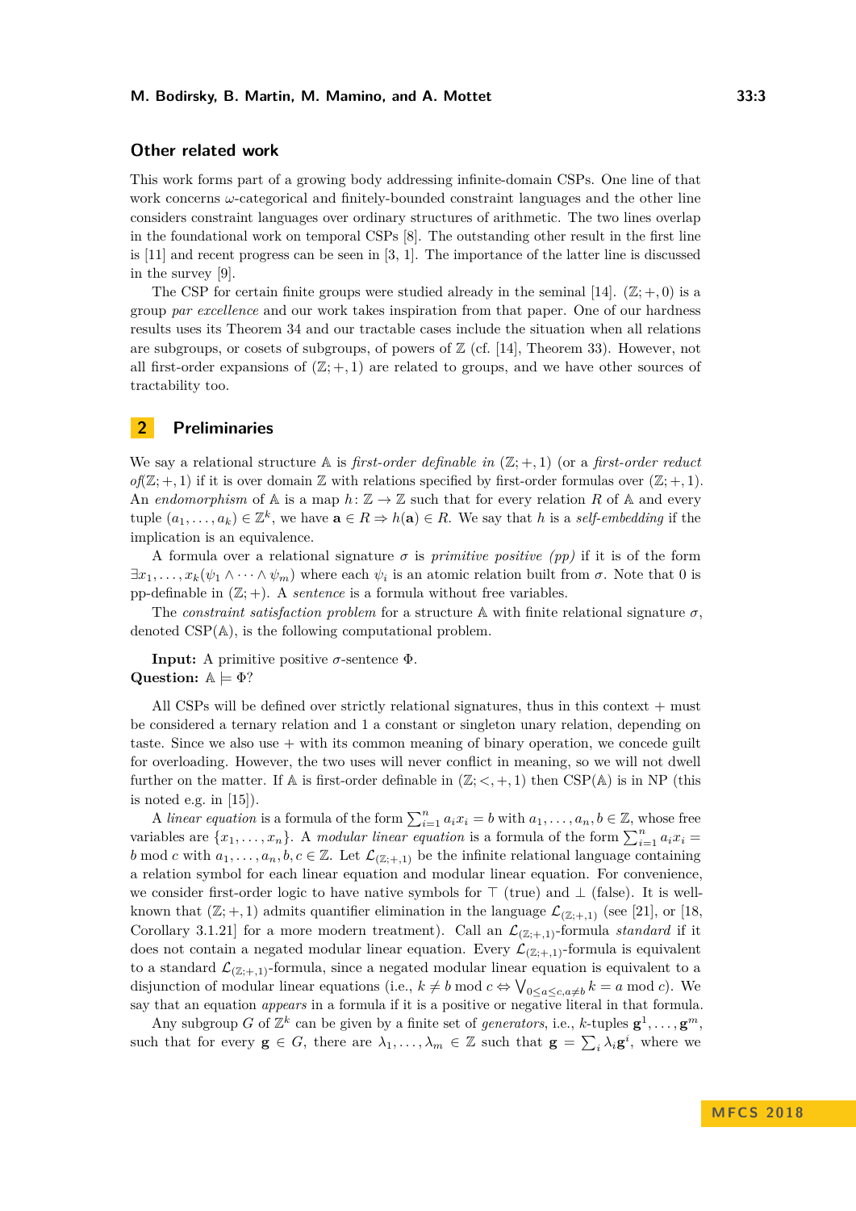## Other related work

This work forms part of a growing body addressing infinite-domain CSPs. One line of that work concerns $\omega$-categorical and finitely-bounded constraint languages and the other line considers constraint languages over ordinary structures of arithmetic. The two lines overlap in the foundational work on temporal CSPs [8]. The outstanding other result in the first line is [11] and recent progress can be seen in [3, 1]. The importance of the latter line is discussed in the survey [9].

The CSP for certain finite groups were studied already in the seminal [14]. $(\mathbb{Z}; +, 0)$ is a group *par excellence* and our work takes inspiration from that paper. One of our hardness results uses its Theorem 34 and our tractable cases include the situation when all relations are subgroups, or cosets of subgroups, of powers of $\mathbb{Z}$ (cf. [14], Theorem 33). However, not all first-order expansions of $(\mathbb{Z}; +, 1)$ are related to groups, and we have other sources of tractability too.

# 2 Preliminaries

We say a relational structure $\mathbb{A}$ is *first-order definable in* $(\mathbb{Z}; +, 1)$ (or a *first-order reduct of*$(\mathbb{Z}; +, 1)$) if it is over domain $\mathbb{Z}$ with relations specified by first-order formulas over $(\mathbb{Z}; +, 1)$. An *endomorphism* of $\mathbb{A}$ is a map $h \colon \mathbb{Z} \to \mathbb{Z}$ such that for every relation $R$ of $\mathbb{A}$ and every tuple $(a_1, \dots, a_k) \in \mathbb{Z}^k$, we have $\mathbf{a} \in R \Rightarrow h(\mathbf{a}) \in R$. We say that $h$ is a *self-embedding* if the implication is an equivalence.

A formula over a relational signature $\sigma$ is *primitive positive (pp)* if it is of the form $\exists x_1, \dots, x_k (\psi_1 \wedge \dots \wedge \psi_m)$ where each $\psi_i$ is an atomic relation built from $\sigma$. Note that 0 is pp-definable in $(\mathbb{Z}; +)$. A *sentence* is a formula without free variables.

The *constraint satisfaction problem* for a structure $\mathbb{A}$ with finite relational signature $\sigma$, denoted CSP($\mathbb{A}$), is the following computational problem.

**Input:** A primitive positive $\sigma$-sentence $\Phi$.
**Question:** $\mathbb{A} \models \Phi$?

All CSPs will be defined over strictly relational signatures, thus in this context $+$ must be considered a ternary relation and 1 a constant or singleton unary relation, depending on taste. Since we also use $+$ with its common meaning of binary operation, we concede guilt for overloading. However, the two uses will never conflict in meaning, so we will not dwell further on the matter. If $\mathbb{A}$ is first-order definable in $(\mathbb{Z}; <, +, 1)$ then CSP($\mathbb{A}$) is in NP (this is noted e.g. in [15]).

A *linear equation* is a formula of the form $\sum_{i=1}^{n} a_i x_i = b$ with $a_1, \dots, a_n, b \in \mathbb{Z}$, whose free variables are $\{x_1, \dots, x_n\}$. A *modular linear equation* is a formula of the form $\sum_{i=1}^{n} a_i x_i = b \bmod c$ with $a_1, \dots, a_n, b, c \in \mathbb{Z}$. Let $\mathcal{L}_{(\mathbb{Z};+,1)}$ be the infinite relational language containing a relation symbol for each linear equation and modular linear equation. For convenience, we consider first-order logic to have native symbols for $\top$ (true) and $\bot$ (false). It is well-known that $(\mathbb{Z}; +, 1)$ admits quantifier elimination in the language $\mathcal{L}_{(\mathbb{Z};+,1)}$ (see [21], or [18, Corollary 3.1.21] for a more modern treatment). Call an $\mathcal{L}_{(\mathbb{Z};+,1)}$-formula *standard* if it does not contain a negated modular linear equation. Every $\mathcal{L}_{(\mathbb{Z};+,1)}$-formula is equivalent to a standard $\mathcal{L}_{(\mathbb{Z};+,1)}$-formula, since a negated modular linear equation is equivalent to a disjunction of modular linear equations (i.e., $k \neq b \bmod c \Leftrightarrow \bigvee_{0 \leq a \leq c, a \neq b} k = a \bmod c$). We say that an equation *appears* in a formula if it is a positive or negative literal in that formula.

Any subgroup $G$ of $\mathbb{Z}^k$ can be given by a finite set of *generators*, i.e., $k$-tuples $\mathbf{g}^1, \dots, \mathbf{g}^m$, such that for every $\mathbf{g} \in G$, there are $\lambda_1, \dots, \lambda_m \in \mathbb{Z}$ such that $\mathbf{g} = \sum_i \lambda_i \mathbf{g}^i$, where we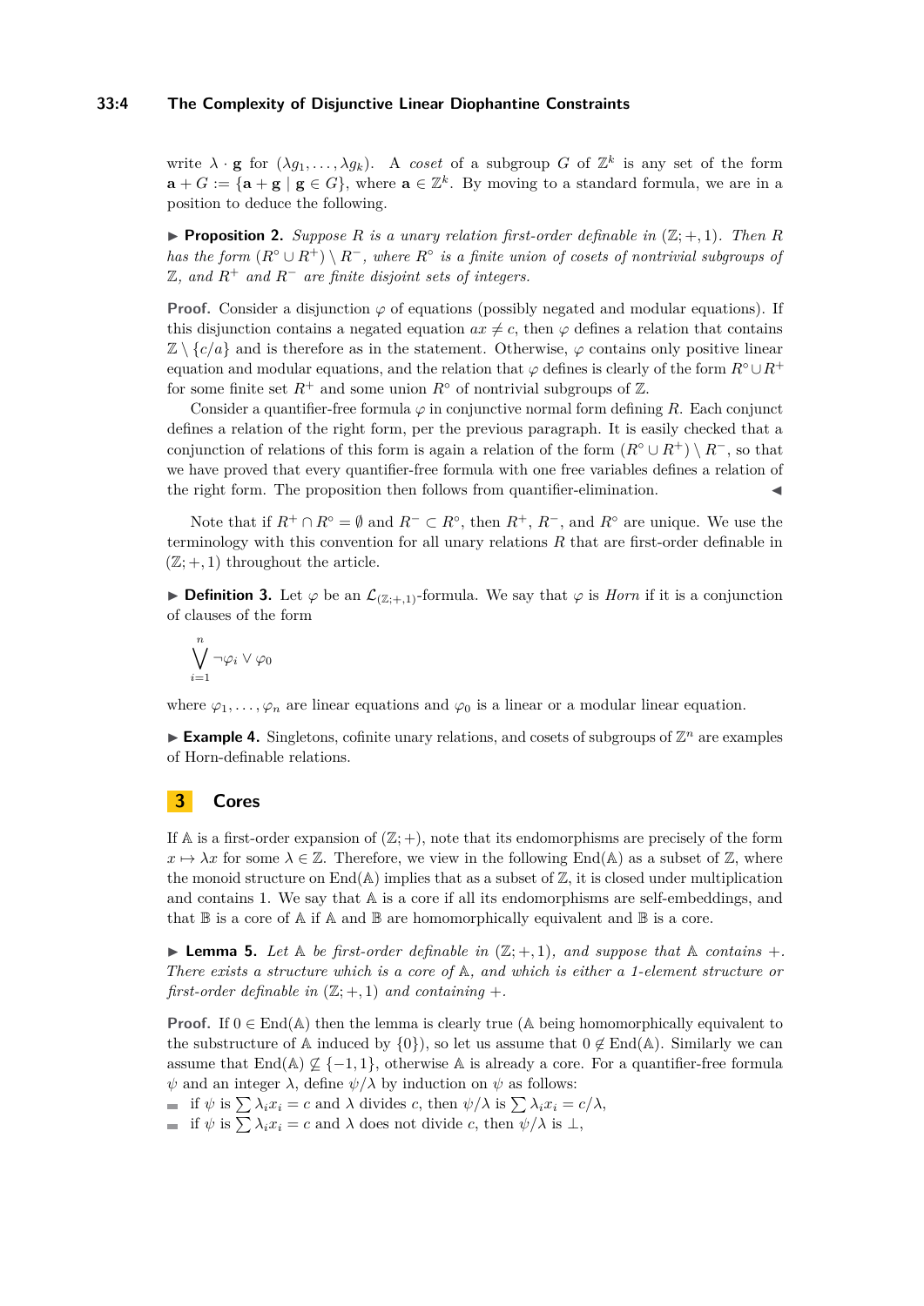write $\lambda \cdot \mathbf{g}$ for $(\lambda g_1, \ldots, \lambda g_k)$. A *coset* of a subgroup $G$ of $\mathbb{Z}^k$ is any set of the form $\mathbf{a} + G := \{\mathbf{a} + \mathbf{g} \mid \mathbf{g} \in G\}$, where $\mathbf{a} \in \mathbb{Z}^k$. By moving to a standard formula, we are in a position to deduce the following.

▶ **Proposition 2.** *Suppose $R$ is a unary relation first-order definable in $(\mathbb{Z};+,1)$. Then $R$ has the form $(R^\circ \cup R^+) \setminus R^-$, where $R^\circ$ is a finite union of cosets of nontrivial subgroups of $\mathbb{Z}$, and $R^+$ and $R^-$ are finite disjoint sets of integers.*

**Proof.** Consider a disjunction $\varphi$ of equations (possibly negated and modular equations). If this disjunction contains a negated equation $ax \neq c$, then $\varphi$ defines a relation that contains $\mathbb{Z} \setminus \{c/a\}$ and is therefore as in the statement. Otherwise, $\varphi$ contains only positive linear equation and modular equations, and the relation that $\varphi$ defines is clearly of the form $R^\circ \cup R^+$ for some finite set $R^+$ and some union $R^\circ$ of nontrivial subgroups of $\mathbb{Z}$.

Consider a quantifier-free formula $\varphi$ in conjunctive normal form defining $R$. Each conjunct defines a relation of the right form, per the previous paragraph. It is easily checked that a conjunction of relations of this form is again a relation of the form $(R^\circ \cup R^+) \setminus R^-$, so that we have proved that every quantifier-free formula with one free variables defines a relation of the right form. The proposition then follows from quantifier-elimination. ◀

Note that if $R^+ \cap R^\circ = \emptyset$ and $R^- \subset R^\circ$, then $R^+$, $R^-$, and $R^\circ$ are unique. We use the terminology with this convention for all unary relations $R$ that are first-order definable in $(\mathbb{Z};+,1)$ throughout the article.

▶ **Definition 3.** Let $\varphi$ be an $\mathcal{L}_{(\mathbb{Z};+,1)}$-formula. We say that $\varphi$ is *Horn* if it is a conjunction of clauses of the form

$$\bigvee_{i=1}^{n} \neg\varphi_i \vee \varphi_0$$

where $\varphi_1, \ldots, \varphi_n$ are linear equations and $\varphi_0$ is a linear or a modular linear equation.

▶ **Example 4.** Singletons, cofinite unary relations, and cosets of subgroups of $\mathbb{Z}^n$ are examples of Horn-definable relations.

## 3 Cores

If $\mathbb{A}$ is a first-order expansion of $(\mathbb{Z};+)$, note that its endomorphisms are precisely of the form $x \mapsto \lambda x$ for some $\lambda \in \mathbb{Z}$. Therefore, we view in the following $\mathrm{End}(\mathbb{A})$ as a subset of $\mathbb{Z}$, where the monoid structure on $\mathrm{End}(\mathbb{A})$ implies that as a subset of $\mathbb{Z}$, it is closed under multiplication and contains 1. We say that $\mathbb{A}$ is a core if all its endomorphisms are self-embeddings, and that $\mathbb{B}$ is a core of $\mathbb{A}$ if $\mathbb{A}$ and $\mathbb{B}$ are homomorphically equivalent and $\mathbb{B}$ is a core.

▶ **Lemma 5.** *Let $\mathbb{A}$ be first-order definable in $(\mathbb{Z};+,1)$, and suppose that $\mathbb{A}$ contains $+$. There exists a structure which is a core of $\mathbb{A}$, and which is either a 1-element structure or first-order definable in $(\mathbb{Z};+,1)$ and containing $+$.*

**Proof.** If $0 \in \mathrm{End}(\mathbb{A})$ then the lemma is clearly true ($\mathbb{A}$ being homomorphically equivalent to the substructure of $\mathbb{A}$ induced by $\{0\}$), so let us assume that $0 \notin \mathrm{End}(\mathbb{A})$. Similarly we can assume that $\mathrm{End}(\mathbb{A}) \not\subseteq \{-1,1\}$, otherwise $\mathbb{A}$ is already a core. For a quantifier-free formula $\psi$ and an integer $\lambda$, define $\psi/\lambda$ by induction on $\psi$ as follows:

- if $\psi$ is $\sum \lambda_i x_i = c$ and $\lambda$ divides $c$, then $\psi/\lambda$ is $\sum \lambda_i x_i = c/\lambda$,
- if $\psi$ is $\sum \lambda_i x_i = c$ and $\lambda$ does not divide $c$, then $\psi/\lambda$ is $\perp$,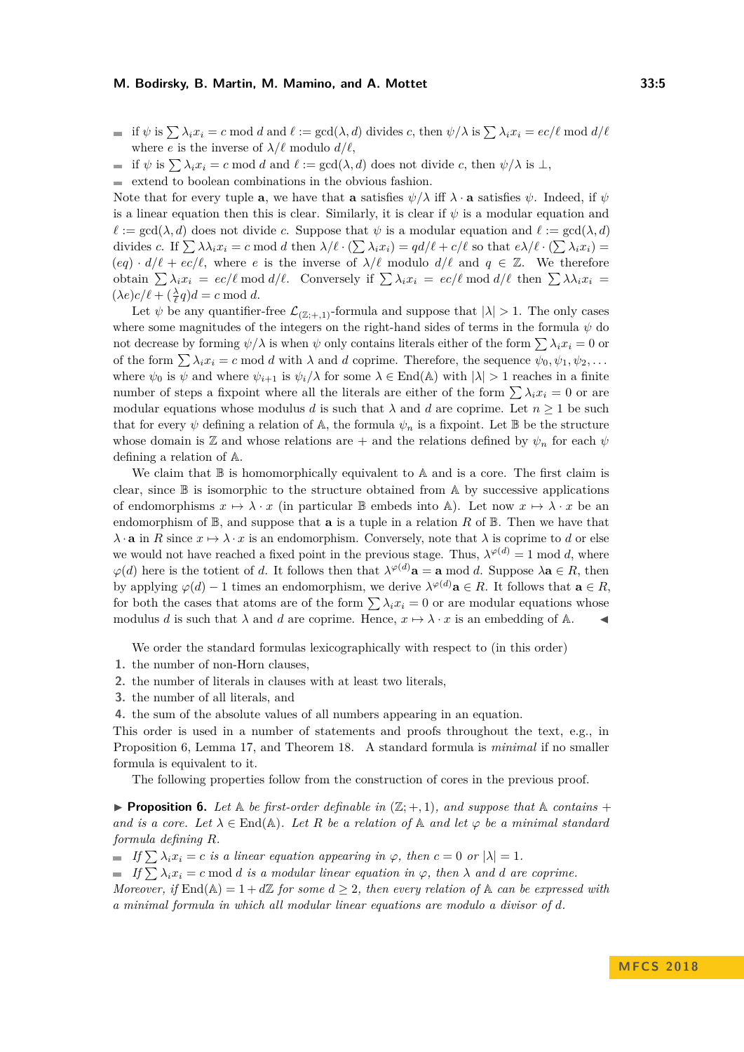- if $\psi$ is $\sum \lambda_i x_i = c \bmod d$ and $\ell := \gcd(\lambda, d)$ divides $c$, then $\psi/\lambda$ is $\sum \lambda_i x_i = ec/\ell \bmod d/\ell$ where $e$ is the inverse of $\lambda/\ell$ modulo $d/\ell$,
- if $\psi$ is $\sum \lambda_i x_i = c \bmod d$ and $\ell := \gcd(\lambda, d)$ does not divide $c$, then $\psi/\lambda$ is $\bot$,
- extend to boolean combinations in the obvious fashion.

Note that for every tuple $\mathbf{a}$, we have that $\mathbf{a}$ satisfies $\psi/\lambda$ iff $\lambda \cdot \mathbf{a}$ satisfies $\psi$. Indeed, if $\psi$ is a linear equation then this is clear. Similarly, it is clear if $\psi$ is a modular equation and $\ell := \gcd(\lambda, d)$ does not divide $c$. Suppose that $\psi$ is a modular equation and $\ell := \gcd(\lambda, d)$ divides $c$. If $\sum \lambda\lambda_i x_i = c \bmod d$ then $\lambda/\ell \cdot (\sum \lambda_i x_i) = qd/\ell + c/\ell$ so that $e\lambda/\ell \cdot (\sum \lambda_i x_i) = (eq) \cdot d/\ell + ec/\ell$, where $e$ is the inverse of $\lambda/\ell$ modulo $d/\ell$ and $q \in \mathbb{Z}$. We therefore obtain $\sum \lambda_i x_i = ec/\ell \bmod d/\ell$. Conversely if $\sum \lambda_i x_i = ec/\ell \bmod d/\ell$ then $\sum \lambda\lambda_i x_i = (\lambda e)c/\ell + (\frac{\lambda}{\ell} q)d = c \bmod d$.

Let $\psi$ be any quantifier-free $\mathcal{L}_{(\mathbb{Z};+,1)}$-formula and suppose that $|\lambda| > 1$. The only cases where some magnitudes of the integers on the right-hand sides of terms in the formula $\psi$ do not decrease by forming $\psi/\lambda$ is when $\psi$ only contains literals either of the form $\sum \lambda_i x_i = 0$ or of the form $\sum \lambda_i x_i = c \bmod d$ with $\lambda$ and $d$ coprime. Therefore, the sequence $\psi_0, \psi_1, \psi_2, \ldots$ where $\psi_0$ is $\psi$ and where $\psi_{i+1}$ is $\psi_i/\lambda$ for some $\lambda \in \mathrm{End}(\mathbb{A})$ with $|\lambda| > 1$ reaches in a finite number of steps a fixpoint where all the literals are either of the form $\sum \lambda_i x_i = 0$ or are modular equations whose modulus $d$ is such that $\lambda$ and $d$ are coprime. Let $n \geq 1$ be such that for every $\psi$ defining a relation of $\mathbb{A}$, the formula $\psi_n$ is a fixpoint. Let $\mathbb{B}$ be the structure whose domain is $\mathbb{Z}$ and whose relations are $+$ and the relations defined by $\psi_n$ for each $\psi$ defining a relation of $\mathbb{A}$.

We claim that $\mathbb{B}$ is homomorphically equivalent to $\mathbb{A}$ and is a core. The first claim is clear, since $\mathbb{B}$ is isomorphic to the structure obtained from $\mathbb{A}$ by successive applications of endomorphisms $x \mapsto \lambda \cdot x$ (in particular $\mathbb{B}$ embeds into $\mathbb{A}$). Let now $x \mapsto \lambda \cdot x$ be an endomorphism of $\mathbb{B}$, and suppose that $\mathbf{a}$ is a tuple in a relation $R$ of $\mathbb{B}$. Then we have that $\lambda \cdot \mathbf{a}$ in $R$ since $x \mapsto \lambda \cdot x$ is an endomorphism. Conversely, note that $\lambda$ is coprime to $d$ or else we would not have reached a fixed point in the previous stage. Thus, $\lambda^{\varphi(d)} = 1 \bmod d$, where $\varphi(d)$ here is the totient of $d$. It follows then that $\lambda^{\varphi(d)}\mathbf{a} = \mathbf{a} \bmod d$. Suppose $\lambda\mathbf{a} \in R$, then by applying $\varphi(d) - 1$ times an endomorphism, we derive $\lambda^{\varphi(d)}\mathbf{a} \in R$. It follows that $\mathbf{a} \in R$, for both the cases that atoms are of the form $\sum \lambda_i x_i = 0$ or are modular equations whose modulus $d$ is such that $\lambda$ and $d$ are coprime. Hence, $x \mapsto \lambda \cdot x$ is an embedding of $\mathbb{A}$. ◂

We order the standard formulas lexicographically with respect to (in this order)

1. the number of non-Horn clauses,
2. the number of literals in clauses with at least two literals,
3. the number of all literals, and
4. the sum of the absolute values of all numbers appearing in an equation.

This order is used in a number of statements and proofs throughout the text, e.g., in Proposition 6, Lemma 17, and Theorem 18. A standard formula is *minimal* if no smaller formula is equivalent to it.

The following properties follow from the construction of cores in the previous proof.

▶ **Proposition 6.** *Let $\mathbb{A}$ be first-order definable in $(\mathbb{Z}; +, 1)$, and suppose that $\mathbb{A}$ contains $+$ and is a core. Let $\lambda \in \mathrm{End}(\mathbb{A})$. Let $R$ be a relation of $\mathbb{A}$ and let $\varphi$ be a minimal standard formula defining $R$.*

- *If $\sum \lambda_i x_i = c$ is a linear equation appearing in $\varphi$, then $c = 0$ or $|\lambda| = 1$.*
- *If $\sum \lambda_i x_i = c \bmod d$ is a modular linear equation in $\varphi$, then $\lambda$ and $d$ are coprime.*

*Moreover, if $\mathrm{End}(\mathbb{A}) = 1 + d\mathbb{Z}$ for some $d \geq 2$, then every relation of $\mathbb{A}$ can be expressed with a minimal formula in which all modular linear equations are modulo a divisor of $d$.*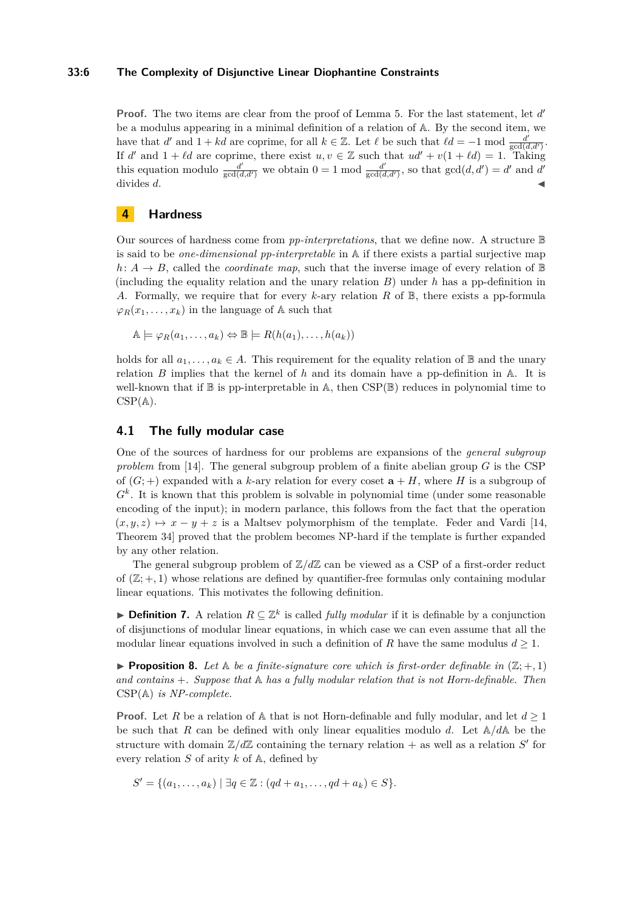**Proof.** The two items are clear from the proof of Lemma 5. For the last statement, let $d'$ be a modulus appearing in a minimal definition of a relation of $\mathbb{A}$. By the second item, we have that $d'$ and $1 + kd$ are coprime, for all $k \in \mathbb{Z}$. Let $\ell$ be such that $\ell d = -1 \bmod \frac{d'}{\gcd(d,d')}$. If $d'$ and $1 + \ell d$ are coprime, there exist $u, v \in \mathbb{Z}$ such that $ud' + v(1 + \ell d) = 1$. Taking this equation modulo $\frac{d'}{\gcd(d,d')}$ we obtain $0 = 1 \bmod \frac{d'}{\gcd(d,d')}$, so that $\gcd(d, d') = d'$ and $d'$ divides $d$. ◀

# 4 Hardness

Our sources of hardness come from *pp-interpretations*, that we define now. A structure $\mathbb{B}$ is said to be *one-dimensional pp-interpretable* in $\mathbb{A}$ if there exists a partial surjective map $h\colon A \to B$, called the *coordinate map*, such that the inverse image of every relation of $\mathbb{B}$ (including the equality relation and the unary relation $B$) under $h$ has a pp-definition in $A$. Formally, we require that for every $k$-ary relation $R$ of $\mathbb{B}$, there exists a pp-formula $\varphi_R(x_1, \ldots, x_k)$ in the language of $\mathbb{A}$ such that

$$\mathbb{A} \models \varphi_R(a_1, \ldots, a_k) \Leftrightarrow \mathbb{B} \models R(h(a_1), \ldots, h(a_k))$$

holds for all $a_1, \ldots, a_k \in A$. This requirement for the equality relation of $\mathbb{B}$ and the unary relation $B$ implies that the kernel of $h$ and its domain have a pp-definition in $\mathbb{A}$. It is well-known that if $\mathbb{B}$ is pp-interpretable in $\mathbb{A}$, then $\mathrm{CSP}(\mathbb{B})$ reduces in polynomial time to $\mathrm{CSP}(\mathbb{A})$.

## 4.1 The fully modular case

One of the sources of hardness for our problems are expansions of the *general subgroup problem* from [14]. The general subgroup problem of a finite abelian group $G$ is the CSP of $(G; +)$ expanded with a $k$-ary relation for every coset $\mathbf{a} + H$, where $H$ is a subgroup of $G^k$. It is known that this problem is solvable in polynomial time (under some reasonable encoding of the input); in modern parlance, this follows from the fact that the operation $(x, y, z) \mapsto x - y + z$ is a Maltsev polymorphism of the template. Feder and Vardi [14, Theorem 34] proved that the problem becomes NP-hard if the template is further expanded by any other relation.

The general subgroup problem of $\mathbb{Z}/d\mathbb{Z}$ can be viewed as a CSP of a first-order reduct of $(\mathbb{Z}; +, 1)$ whose relations are defined by quantifier-free formulas only containing modular linear equations. This motivates the following definition.

▶ **Definition 7.** A relation $R \subseteq \mathbb{Z}^k$ is called *fully modular* if it is definable by a conjunction of disjunctions of modular linear equations, in which case we can even assume that all the modular linear equations involved in such a definition of $R$ have the same modulus $d \geq 1$.

▶ **Proposition 8.** *Let $\mathbb{A}$ be a finite-signature core which is first-order definable in $(\mathbb{Z}; +, 1)$ and contains $+$. Suppose that $\mathbb{A}$ has a fully modular relation that is not Horn-definable. Then $\mathrm{CSP}(\mathbb{A})$ is NP-complete.*

**Proof.** Let $R$ be a relation of $\mathbb{A}$ that is not Horn-definable and fully modular, and let $d \geq 1$ be such that $R$ can be defined with only linear equalities modulo $d$. Let $\mathbb{A}/d\mathbb{A}$ be the structure with domain $\mathbb{Z}/d\mathbb{Z}$ containing the ternary relation $+$ as well as a relation $S'$ for every relation $S$ of arity $k$ of $\mathbb{A}$, defined by

$$S' = \{(a_1, \ldots, a_k) \mid \exists q \in \mathbb{Z} : (qd + a_1, \ldots, qd + a_k) \in S\}.$$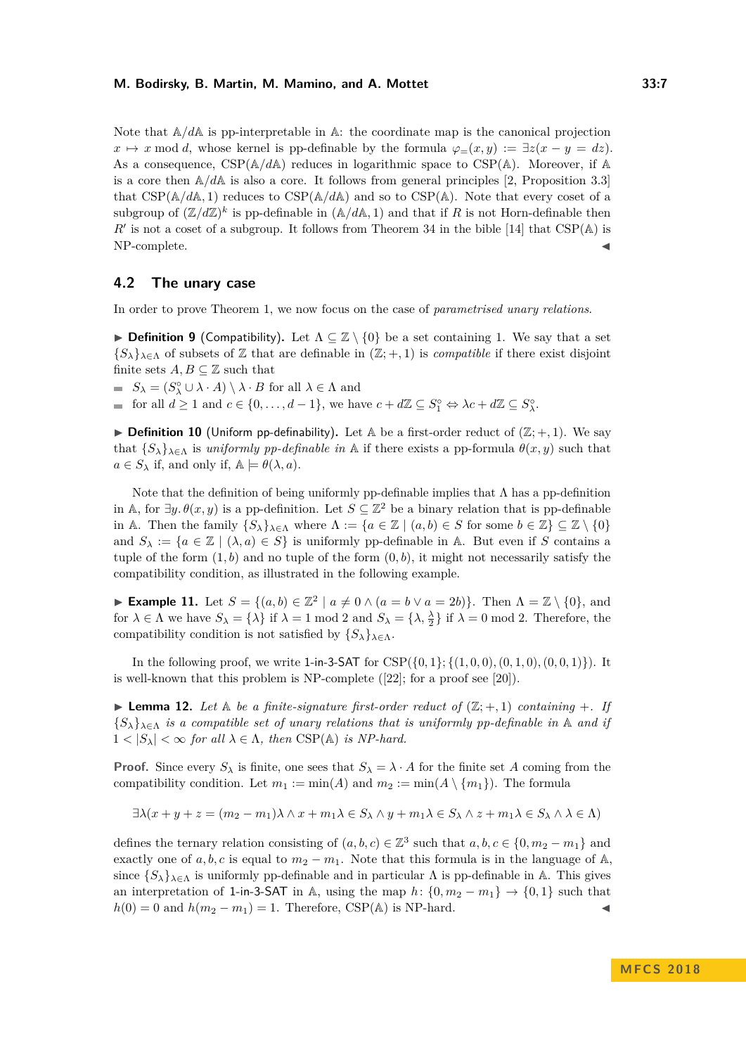Note that $\mathbb{A}/d\mathbb{A}$ is pp-interpretable in $\mathbb{A}$: the coordinate map is the canonical projection $x \mapsto x \bmod d$, whose kernel is pp-definable by the formula $\varphi_=(x,y) := \exists z(x - y = dz)$. As a consequence, $\mathrm{CSP}(\mathbb{A}/d\mathbb{A})$ reduces in logarithmic space to $\mathrm{CSP}(\mathbb{A})$. Moreover, if $\mathbb{A}$ is a core then $\mathbb{A}/d\mathbb{A}$ is also a core. It follows from general principles [2, Proposition 3.3] that $\mathrm{CSP}(\mathbb{A}/d\mathbb{A}, 1)$ reduces to $\mathrm{CSP}(\mathbb{A}/d\mathbb{A})$ and so to $\mathrm{CSP}(\mathbb{A})$. Note that every coset of a subgroup of $(\mathbb{Z}/d\mathbb{Z})^k$ is pp-definable in $(\mathbb{A}/d\mathbb{A}, 1)$ and that if $R$ is not Horn-definable then $R'$ is not a coset of a subgroup. It follows from Theorem 34 in the bible [14] that $\mathrm{CSP}(\mathbb{A})$ is NP-complete. ◀

## 4.2 The unary case

In order to prove Theorem 1, we now focus on the case of *parametrised unary relations.*

▶ **Definition 9** (Compatibility)**.** Let $\Lambda \subseteq \mathbb{Z} \setminus \{0\}$ be a set containing 1. We say that a set $\{S_\lambda\}_{\lambda \in \Lambda}$ of subsets of $\mathbb{Z}$ that are definable in $(\mathbb{Z}; +, 1)$ is *compatible* if there exist disjoint finite sets $A, B \subseteq \mathbb{Z}$ such that

- $S_\lambda = (S_\lambda^\circ \cup \lambda \cdot A) \setminus \lambda \cdot B$ for all $\lambda \in \Lambda$ and
- for all $d \geq 1$ and $c \in \{0, \ldots, d-1\}$, we have $c + d\mathbb{Z} \subseteq S_1^\circ \Leftrightarrow \lambda c + d\mathbb{Z} \subseteq S_\lambda^\circ$.

▶ **Definition 10** (Uniform pp-definability)**.** Let $\mathbb{A}$ be a first-order reduct of $(\mathbb{Z}; +, 1)$. We say that $\{S_\lambda\}_{\lambda \in \Lambda}$ is *uniformly pp-definable in* $\mathbb{A}$ if there exists a pp-formula $\theta(x, y)$ such that $a \in S_\lambda$ if, and only if, $\mathbb{A} \models \theta(\lambda, a)$.

Note that the definition of being uniformly pp-definable implies that $\Lambda$ has a pp-definition in $\mathbb{A}$, for $\exists y. \theta(x, y)$ is a pp-definition. Let $S \subseteq \mathbb{Z}^2$ be a binary relation that is pp-definable in $\mathbb{A}$. Then the family $\{S_\lambda\}_{\lambda \in \Lambda}$ where $\Lambda := \{a \in \mathbb{Z} \mid (a, b) \in S \text{ for some } b \in \mathbb{Z}\} \subseteq \mathbb{Z} \setminus \{0\}$ and $S_\lambda := \{a \in \mathbb{Z} \mid (\lambda, a) \in S\}$ is uniformly pp-definable in $\mathbb{A}$. But even if $S$ contains a tuple of the form $(1, b)$ and no tuple of the form $(0, b)$, it might not necessarily satisfy the compatibility condition, as illustrated in the following example.

▶ **Example 11.** Let $S = \{(a, b) \in \mathbb{Z}^2 \mid a \neq 0 \wedge (a = b \vee a = 2b)\}$. Then $\Lambda = \mathbb{Z} \setminus \{0\}$, and for $\lambda \in \Lambda$ we have $S_\lambda = \{\lambda\}$ if $\lambda = 1 \bmod 2$ and $S_\lambda = \{\lambda, \frac{\lambda}{2}\}$ if $\lambda = 0 \bmod 2$. Therefore, the compatibility condition is not satisfied by $\{S_\lambda\}_{\lambda \in \Lambda}$.

In the following proof, we write 1-in-3-SAT for $\mathrm{CSP}(\{0, 1\}; \{(1, 0, 0), (0, 1, 0), (0, 0, 1)\})$. It is well-known that this problem is NP-complete ([22]; for a proof see [20]).

▶ **Lemma 12.** *Let $\mathbb{A}$ be a finite-signature first-order reduct of $(\mathbb{Z}; +, 1)$ containing $+$. If $\{S_\lambda\}_{\lambda \in \Lambda}$ is a compatible set of unary relations that is uniformly pp-definable in $\mathbb{A}$ and if $1 < |S_\lambda| < \infty$ for all $\lambda \in \Lambda$, then $\mathrm{CSP}(\mathbb{A})$ is NP-hard.*

**Proof.** Since every $S_\lambda$ is finite, one sees that $S_\lambda = \lambda \cdot A$ for the finite set $A$ coming from the compatibility condition. Let $m_1 := \min(A)$ and $m_2 := \min(A \setminus \{m_1\})$. The formula

$$\exists \lambda (x + y + z = (m_2 - m_1)\lambda \wedge x + m_1\lambda \in S_\lambda \wedge y + m_1\lambda \in S_\lambda \wedge z + m_1\lambda \in S_\lambda \wedge \lambda \in \Lambda)$$

defines the ternary relation consisting of $(a, b, c) \in \mathbb{Z}^3$ such that $a, b, c \in \{0, m_2 - m_1\}$ and exactly one of $a, b, c$ is equal to $m_2 - m_1$. Note that this formula is in the language of $\mathbb{A}$, since $\{S_\lambda\}_{\lambda \in \Lambda}$ is uniformly pp-definable and in particular $\Lambda$ is pp-definable in $\mathbb{A}$. This gives an interpretation of 1-in-3-SAT in $\mathbb{A}$, using the map $h \colon \{0, m_2 - m_1\} \to \{0, 1\}$ such that $h(0) = 0$ and $h(m_2 - m_1) = 1$. Therefore, $\mathrm{CSP}(\mathbb{A})$ is NP-hard. ◀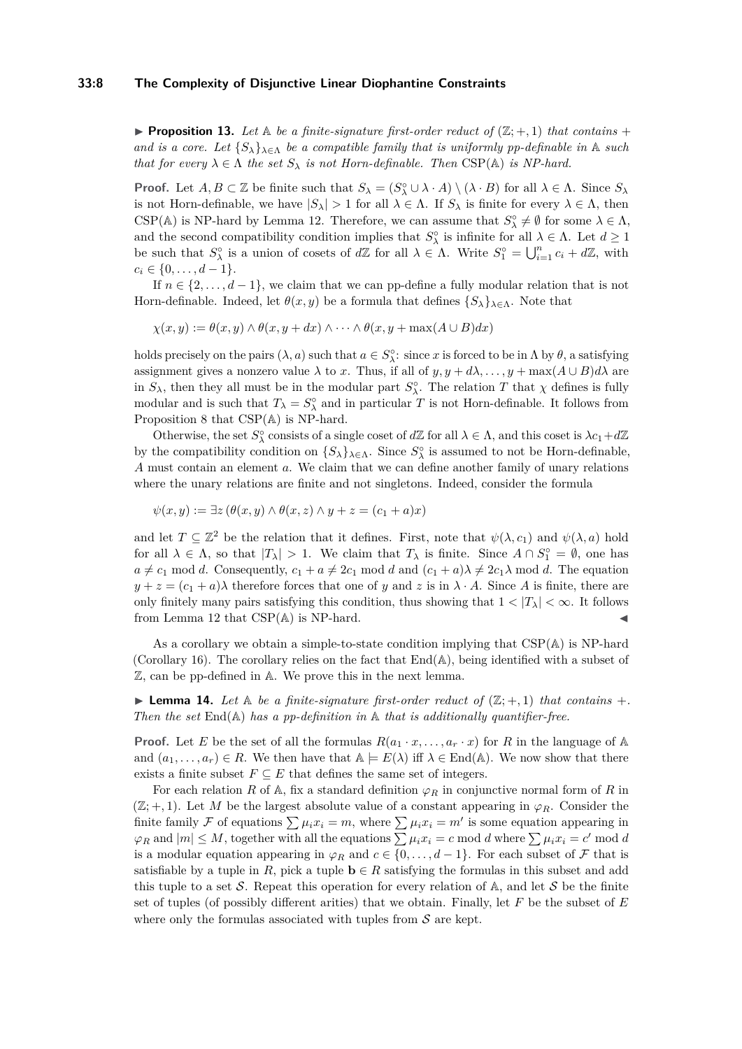▶ **Proposition 13.** *Let $\mathbb{A}$ be a finite-signature first-order reduct of $(\mathbb{Z};+,1)$ that contains $+$ and is a core. Let $\{S_\lambda\}_{\lambda\in\Lambda}$ be a compatible family that is uniformly pp-definable in $\mathbb{A}$ such that for every $\lambda \in \Lambda$ the set $S_\lambda$ is not Horn-definable. Then* $\mathrm{CSP}(\mathbb{A})$ *is NP-hard.*

**Proof.** Let $A, B \subset \mathbb{Z}$ be finite such that $S_\lambda = (S^\circ_\lambda \cup \lambda \cdot A) \setminus (\lambda \cdot B)$ for all $\lambda \in \Lambda$. Since $S_\lambda$ is not Horn-definable, we have $|S_\lambda| > 1$ for all $\lambda \in \Lambda$. If $S_\lambda$ is finite for every $\lambda \in \Lambda$, then $\mathrm{CSP}(\mathbb{A})$ is NP-hard by Lemma 12. Therefore, we can assume that $S^\circ_\lambda \neq \emptyset$ for some $\lambda \in \Lambda$, and the second compatibility condition implies that $S^\circ_\lambda$ is infinite for all $\lambda \in \Lambda$. Let $d \geq 1$ be such that $S^\circ_\lambda$ is a union of cosets of $d\mathbb{Z}$ for all $\lambda \in \Lambda$. Write $S^\circ_1 = \bigcup_{i=1}^n c_i + d\mathbb{Z}$, with $c_i \in \{0,\ldots,d-1\}$.

If $n \in \{2,\ldots,d-1\}$, we claim that we can pp-define a fully modular relation that is not Horn-definable. Indeed, let $\theta(x,y)$ be a formula that defines $\{S_\lambda\}_{\lambda\in\Lambda}$. Note that

$$\chi(x,y) := \theta(x,y) \wedge \theta(x,y+dx) \wedge \cdots \wedge \theta(x,y+\max(A\cup B)dx)$$

holds precisely on the pairs $(\lambda,a)$ such that $a \in S^\circ_\lambda$: since $x$ is forced to be in $\Lambda$ by $\theta$, a satisfying assignment gives a nonzero value $\lambda$ to $x$. Thus, if all of $y, y+d\lambda, \ldots, y+\max(A\cup B)d\lambda$ are in $S_\lambda$, then they all must be in the modular part $S^\circ_\lambda$. The relation $T$ that $\chi$ defines is fully modular and is such that $T_\lambda = S^\circ_\lambda$ and in particular $T$ is not Horn-definable. It follows from Proposition 8 that $\mathrm{CSP}(\mathbb{A})$ is NP-hard.

Otherwise, the set $S^\circ_\lambda$ consists of a single coset of $d\mathbb{Z}$ for all $\lambda \in \Lambda$, and this coset is $\lambda c_1 + d\mathbb{Z}$ by the compatibility condition on $\{S_\lambda\}_{\lambda\in\Lambda}$. Since $S^\circ_\lambda$ is assumed to not be Horn-definable, $A$ must contain an element $a$. We claim that we can define another family of unary relations where the unary relations are finite and not singletons. Indeed, consider the formula

$$\psi(x,y) := \exists z\,(\theta(x,y) \wedge \theta(x,z) \wedge y+z = (c_1+a)x)$$

and let $T \subseteq \mathbb{Z}^2$ be the relation that it defines. First, note that $\psi(\lambda,c_1)$ and $\psi(\lambda,a)$ hold for all $\lambda \in \Lambda$, so that $|T_\lambda| > 1$. We claim that $T_\lambda$ is finite. Since $A \cap S^\circ_1 = \emptyset$, one has $a \neq c_1 \bmod d$. Consequently, $c_1 + a \neq 2c_1 \bmod d$ and $(c_1+a)\lambda \neq 2c_1\lambda \bmod d$. The equation $y + z = (c_1+a)\lambda$ therefore forces that one of $y$ and $z$ is in $\lambda \cdot A$. Since $A$ is finite, there are only finitely many pairs satisfying this condition, thus showing that $1 < |T_\lambda| < \infty$. It follows from Lemma 12 that $\mathrm{CSP}(\mathbb{A})$ is NP-hard. ◀

As a corollary we obtain a simple-to-state condition implying that $\mathrm{CSP}(\mathbb{A})$ is NP-hard (Corollary 16). The corollary relies on the fact that $\mathrm{End}(\mathbb{A})$, being identified with a subset of $\mathbb{Z}$, can be pp-defined in $\mathbb{A}$. We prove this in the next lemma.

▶ **Lemma 14.** *Let $\mathbb{A}$ be a finite-signature first-order reduct of $(\mathbb{Z};+,1)$ that contains $+$. Then the set* $\mathrm{End}(\mathbb{A})$ *has a pp-definition in $\mathbb{A}$ that is additionally quantifier-free.*

**Proof.** Let $E$ be the set of all the formulas $R(a_1 \cdot x, \ldots, a_r \cdot x)$ for $R$ in the language of $\mathbb{A}$ and $(a_1,\ldots,a_r) \in R$. We then have that $\mathbb{A} \models E(\lambda)$ iff $\lambda \in \mathrm{End}(\mathbb{A})$. We now show that there exists a finite subset $F \subseteq E$ that defines the same set of integers.

For each relation $R$ of $\mathbb{A}$, fix a standard definition $\varphi_R$ in conjunctive normal form of $R$ in $(\mathbb{Z};+,1)$. Let $M$ be the largest absolute value of a constant appearing in $\varphi_R$. Consider the finite family $\mathcal{F}$ of equations $\sum \mu_i x_i = m$, where $\sum \mu_i x_i = m'$ is some equation appearing in $\varphi_R$ and $|m| \leq M$, together with all the equations $\sum \mu_i x_i = c \bmod d$ where $\sum \mu_i x_i = c' \bmod d$ is a modular equation appearing in $\varphi_R$ and $c \in \{0,\ldots,d-1\}$. For each subset of $\mathcal{F}$ that is satisfiable by a tuple in $R$, pick a tuple $\mathbf{b} \in R$ satisfying the formulas in this subset and add this tuple to a set $\mathcal{S}$. Repeat this operation for every relation of $\mathbb{A}$, and let $\mathcal{S}$ be the finite set of tuples (of possibly different arities) that we obtain. Finally, let $F$ be the subset of $E$ where only the formulas associated with tuples from $\mathcal{S}$ are kept.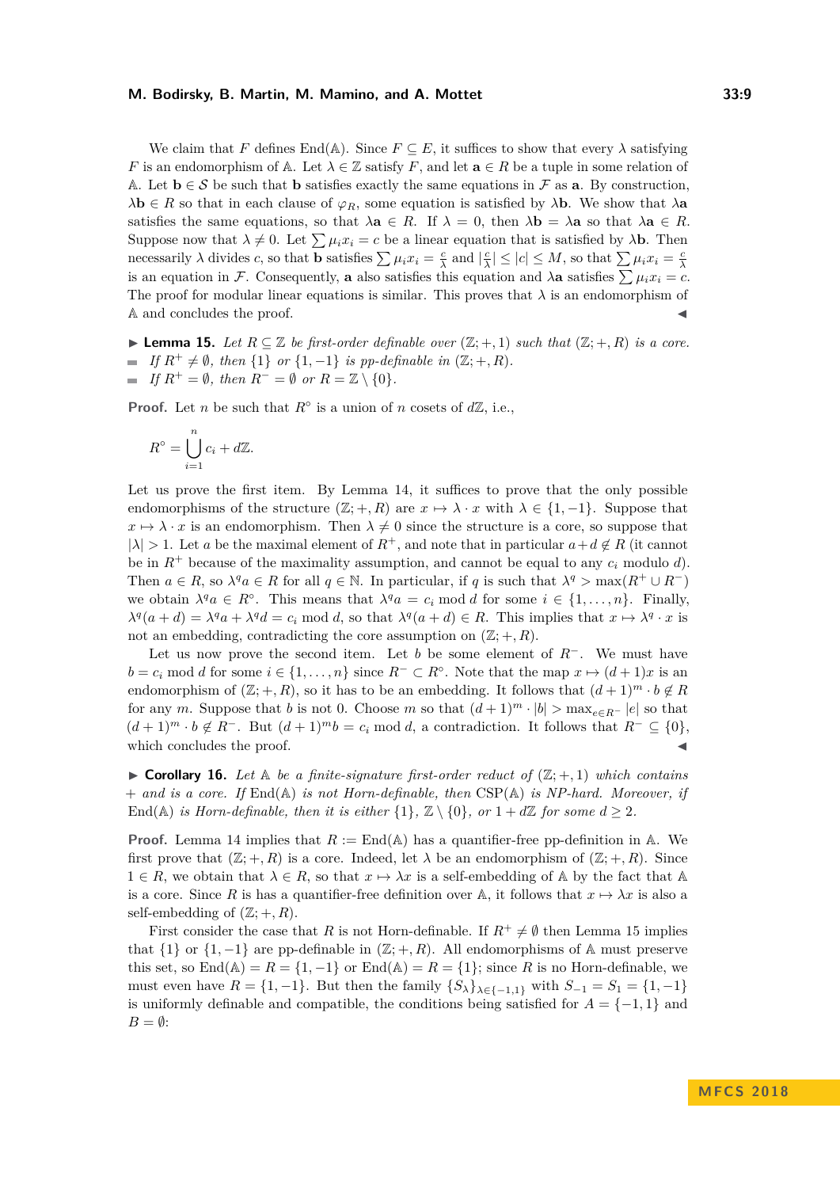We claim that $F$ defines $\text{End}(\mathbb{A})$. Since $F \subseteq E$, it suffices to show that every $\lambda$ satisfying $F$ is an endomorphism of $\mathbb{A}$. Let $\lambda \in \mathbb{Z}$ satisfy $F$, and let $\mathbf{a} \in R$ be a tuple in some relation of $\mathbb{A}$. Let $\mathbf{b} \in \mathcal{S}$ be such that $\mathbf{b}$ satisfies exactly the same equations in $\mathcal{F}$ as $\mathbf{a}$. By construction, $\lambda\mathbf{b} \in R$ so that in each clause of $\varphi_R$, some equation is satisfied by $\lambda\mathbf{b}$. We show that $\lambda\mathbf{a}$ satisfies the same equations, so that $\lambda\mathbf{a} \in R$. If $\lambda = 0$, then $\lambda\mathbf{b} = \lambda\mathbf{a}$ so that $\lambda\mathbf{a} \in R$. Suppose now that $\lambda \neq 0$. Let $\sum \mu_i x_i = c$ be a linear equation that is satisfied by $\lambda\mathbf{b}$. Then necessarily $\lambda$ divides $c$, so that $\mathbf{b}$ satisfies $\sum \mu_i x_i = \frac{c}{\lambda}$ and $|\frac{c}{\lambda}| \leq |c| \leq M$, so that $\sum \mu_i x_i = \frac{c}{\lambda}$ is an equation in $\mathcal{F}$. Consequently, $\mathbf{a}$ also satisfies this equation and $\lambda\mathbf{a}$ satisfies $\sum \mu_i x_i = c$. The proof for modular linear equations is similar. This proves that $\lambda$ is an endomorphism of $\mathbb{A}$ and concludes the proof. ◀

▶ **Lemma 15.** *Let $R \subseteq \mathbb{Z}$ be first-order definable over $(\mathbb{Z}; +, 1)$ such that $(\mathbb{Z}; +, R)$ is a core.*

- *If $R^+ \neq \emptyset$, then $\{1\}$ or $\{1, -1\}$ is pp-definable in $(\mathbb{Z}; +, R)$.*
- *If $R^+ = \emptyset$, then $R^- = \emptyset$ or $R = \mathbb{Z} \setminus \{0\}$.*

**Proof.** Let $n$ be such that $R^\circ$ is a union of $n$ cosets of $d\mathbb{Z}$, i.e.,

$$R^\circ = \bigcup_{i=1}^{n} c_i + d\mathbb{Z}.$$

Let us prove the first item. By Lemma 14, it suffices to prove that the only possible endomorphisms of the structure $(\mathbb{Z}; +, R)$ are $x \mapsto \lambda \cdot x$ with $\lambda \in \{1, -1\}$. Suppose that $x \mapsto \lambda \cdot x$ is an endomorphism. Then $\lambda \neq 0$ since the structure is a core, so suppose that $|\lambda| > 1$. Let $a$ be the maximal element of $R^+$, and note that in particular $a + d \notin R$ (it cannot be in $R^+$ because of the maximality assumption, and cannot be equal to any $c_i$ modulo $d$). Then $a \in R$, so $\lambda^q a \in R$ for all $q \in \mathbb{N}$. In particular, if $q$ is such that $\lambda^q > \max(R^+ \cup R^-)$ we obtain $\lambda^q a \in R^\circ$. This means that $\lambda^q a = c_i \bmod d$ for some $i \in \{1, \ldots, n\}$. Finally, $\lambda^q(a + d) = \lambda^q a + \lambda^q d = c_i \bmod d$, so that $\lambda^q(a + d) \in R$. This implies that $x \mapsto \lambda^q \cdot x$ is not an embedding, contradicting the core assumption on $(\mathbb{Z}; +, R)$.

Let us now prove the second item. Let $b$ be some element of $R^-$. We must have $b = c_i \bmod d$ for some $i \in \{1, \ldots, n\}$ since $R^- \subset R^\circ$. Note that the map $x \mapsto (d+1)x$ is an endomorphism of $(\mathbb{Z}; +, R)$, so it has to be an embedding. It follows that $(d+1)^m \cdot b \notin R$ for any $m$. Suppose that $b$ is not 0. Choose $m$ so that $(d+1)^m \cdot |b| > \max_{e \in R^-} |e|$ so that $(d+1)^m \cdot b \notin R^-$. But $(d+1)^m b = c_i \bmod d$, a contradiction. It follows that $R^- \subseteq \{0\}$, which concludes the proof. ◀

▶ **Corollary 16.** *Let $\mathbb{A}$ be a finite-signature first-order reduct of $(\mathbb{Z}; +, 1)$ which contains $+$ and is a core. If $\text{End}(\mathbb{A})$ is not Horn-definable, then $\text{CSP}(\mathbb{A})$ is NP-hard. Moreover, if $\text{End}(\mathbb{A})$ is Horn-definable, then it is either $\{1\}$, $\mathbb{Z} \setminus \{0\}$, or $1 + d\mathbb{Z}$ for some $d \geq 2$.*

**Proof.** Lemma 14 implies that $R := \text{End}(\mathbb{A})$ has a quantifier-free pp-definition in $\mathbb{A}$. We first prove that $(\mathbb{Z}; +, R)$ is a core. Indeed, let $\lambda$ be an endomorphism of $(\mathbb{Z}; +, R)$. Since $1 \in R$, we obtain that $\lambda \in R$, so that $x \mapsto \lambda x$ is a self-embedding of $\mathbb{A}$ by the fact that $\mathbb{A}$ is a core. Since $R$ is has a quantifier-free definition over $\mathbb{A}$, it follows that $x \mapsto \lambda x$ is also a self-embedding of $(\mathbb{Z}; +, R)$.

First consider the case that $R$ is not Horn-definable. If $R^+ \neq \emptyset$ then Lemma 15 implies that $\{1\}$ or $\{1, -1\}$ are pp-definable in $(\mathbb{Z}; +, R)$. All endomorphisms of $\mathbb{A}$ must preserve this set, so $\text{End}(\mathbb{A}) = R = \{1, -1\}$ or $\text{End}(\mathbb{A}) = R = \{1\}$; since $R$ is no Horn-definable, we must even have $R = \{1, -1\}$. But then the family $\{S_\lambda\}_{\lambda \in \{-1,1\}}$ with $S_{-1} = S_1 = \{1, -1\}$ is uniformly definable and compatible, the conditions being satisfied for $A = \{-1, 1\}$ and $B = \emptyset$: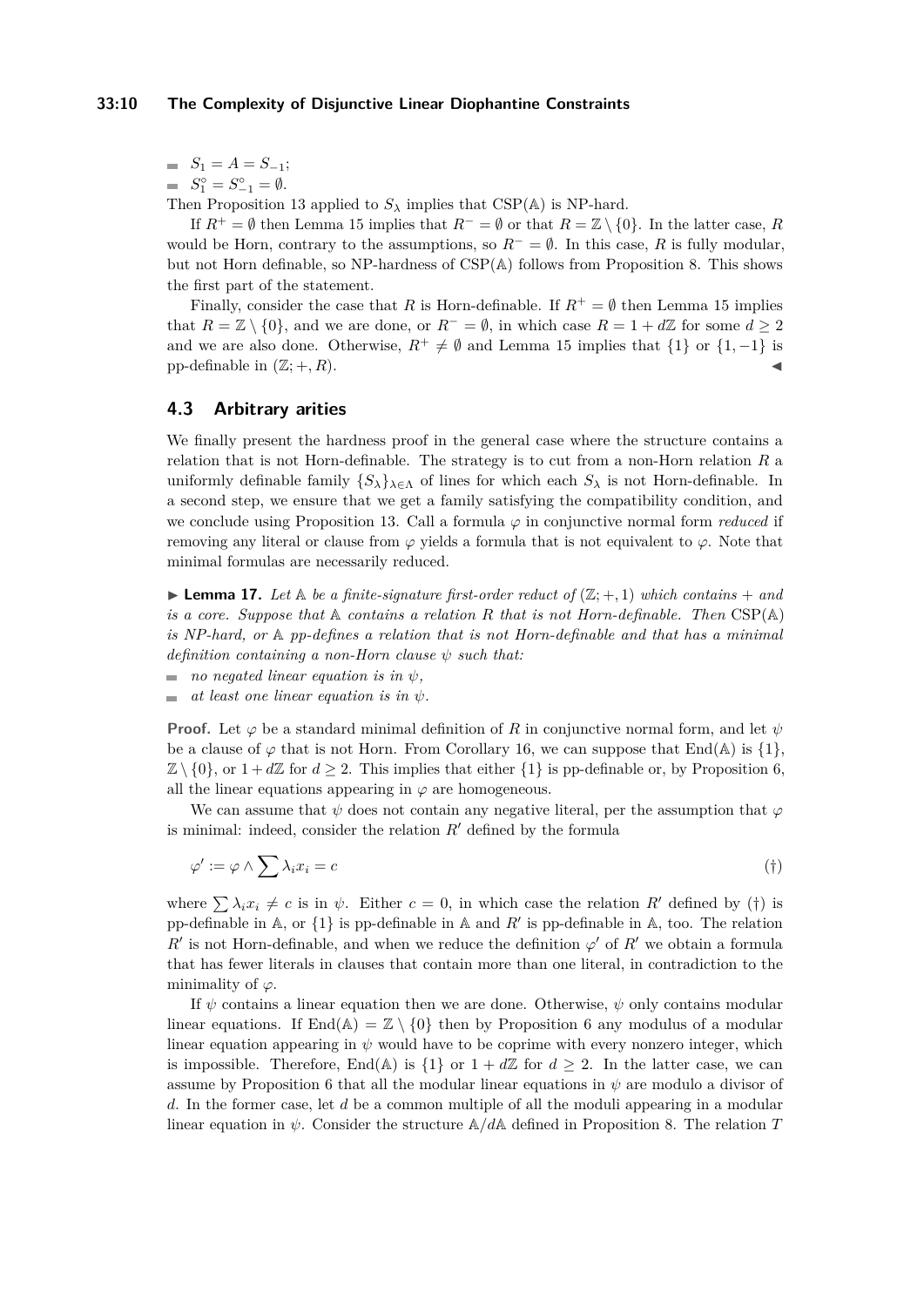- $S_1 = A = S_{-1}$;
- $S_1^\circ = S_{-1}^\circ = \emptyset$.

Then Proposition 13 applied to $S_\lambda$ implies that $\mathrm{CSP}(\mathbb{A})$ is NP-hard.

If $R^+ = \emptyset$ then Lemma 15 implies that $R^- = \emptyset$ or that $R = \mathbb{Z} \setminus \{0\}$. In the latter case, $R$ would be Horn, contrary to the assumptions, so $R^- = \emptyset$. In this case, $R$ is fully modular, but not Horn definable, so NP-hardness of $\mathrm{CSP}(\mathbb{A})$ follows from Proposition 8. This shows the first part of the statement.

Finally, consider the case that $R$ is Horn-definable. If $R^+ = \emptyset$ then Lemma 15 implies that $R = \mathbb{Z} \setminus \{0\}$, and we are done, or $R^- = \emptyset$, in which case $R = 1 + d\mathbb{Z}$ for some $d \geq 2$ and we are also done. Otherwise, $R^+ \neq \emptyset$ and Lemma 15 implies that $\{1\}$ or $\{1, -1\}$ is pp-definable in $(\mathbb{Z}; +, R)$. ◀

## 4.3 Arbitrary arities

We finally present the hardness proof in the general case where the structure contains a relation that is not Horn-definable. The strategy is to cut from a non-Horn relation $R$ a uniformly definable family $\{S_\lambda\}_{\lambda \in \Lambda}$ of lines for which each $S_\lambda$ is not Horn-definable. In a second step, we ensure that we get a family satisfying the compatibility condition, and we conclude using Proposition 13. Call a formula $\varphi$ in conjunctive normal form *reduced* if removing any literal or clause from $\varphi$ yields a formula that is not equivalent to $\varphi$. Note that minimal formulas are necessarily reduced.

▶ **Lemma 17.** *Let $\mathbb{A}$ be a finite-signature first-order reduct of $(\mathbb{Z}; +, 1)$ which contains $+$ and is a core. Suppose that $\mathbb{A}$ contains a relation $R$ that is not Horn-definable. Then $\mathrm{CSP}(\mathbb{A})$ is NP-hard, or $\mathbb{A}$ pp-defines a relation that is not Horn-definable and that has a minimal definition containing a non-Horn clause $\psi$ such that:*

- *no negated linear equation is in $\psi$,*
- *at least one linear equation is in $\psi$.*

**Proof.** Let $\varphi$ be a standard minimal definition of $R$ in conjunctive normal form, and let $\psi$ be a clause of $\varphi$ that is not Horn. From Corollary 16, we can suppose that $\mathrm{End}(\mathbb{A})$ is $\{1\}$, $\mathbb{Z} \setminus \{0\}$, or $1 + d\mathbb{Z}$ for $d \geq 2$. This implies that either $\{1\}$ is pp-definable or, by Proposition 6, all the linear equations appearing in $\varphi$ are homogeneous.

We can assume that $\psi$ does not contain any negative literal, per the assumption that $\varphi$ is minimal: indeed, consider the relation $R'$ defined by the formula

$$\varphi' := \varphi \wedge \sum \lambda_i x_i = c \tag{†}$$

where $\sum \lambda_i x_i \neq c$ is in $\psi$. Either $c = 0$, in which case the relation $R'$ defined by (†) is pp-definable in $\mathbb{A}$, or $\{1\}$ is pp-definable in $\mathbb{A}$ and $R'$ is pp-definable in $\mathbb{A}$, too. The relation $R'$ is not Horn-definable, and when we reduce the definition $\varphi'$ of $R'$ we obtain a formula that has fewer literals in clauses that contain more than one literal, in contradiction to the minimality of $\varphi$.

If $\psi$ contains a linear equation then we are done. Otherwise, $\psi$ only contains modular linear equations. If $\mathrm{End}(\mathbb{A}) = \mathbb{Z} \setminus \{0\}$ then by Proposition 6 any modulus of a modular linear equation appearing in $\psi$ would have to be coprime with every nonzero integer, which is impossible. Therefore, $\mathrm{End}(\mathbb{A})$ is $\{1\}$ or $1 + d\mathbb{Z}$ for $d \geq 2$. In the latter case, we can assume by Proposition 6 that all the modular linear equations in $\psi$ are modulo a divisor of $d$. In the former case, let $d$ be a common multiple of all the moduli appearing in a modular linear equation in $\psi$. Consider the structure $\mathbb{A}/d\mathbb{A}$ defined in Proposition 8. The relation $T$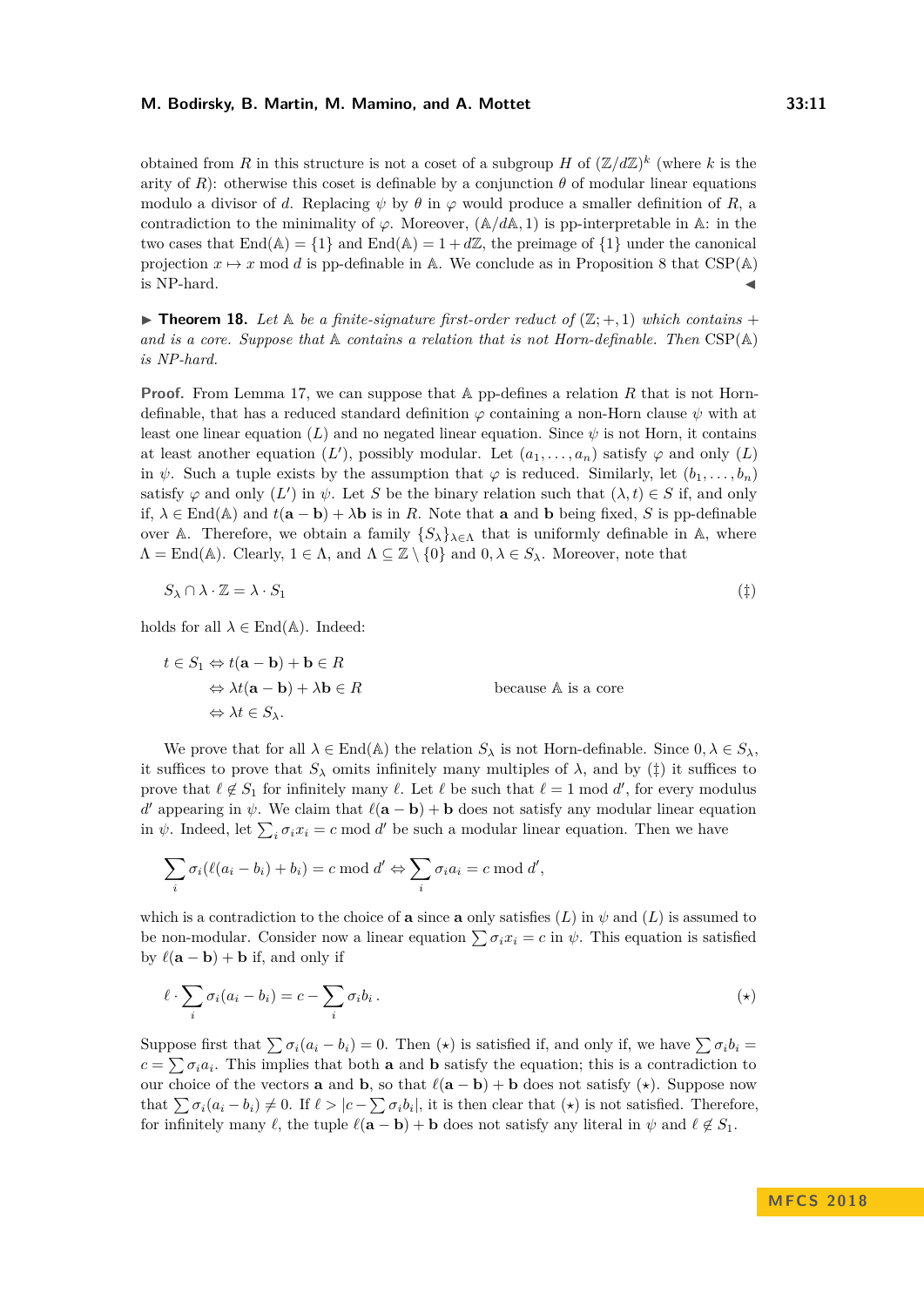obtained from $R$ in this structure is not a coset of a subgroup $H$ of $(\mathbb{Z}/d\mathbb{Z})^k$ (where $k$ is the arity of $R$): otherwise this coset is definable by a conjunction $\theta$ of modular linear equations modulo a divisor of $d$. Replacing $\psi$ by $\theta$ in $\varphi$ would produce a smaller definition of $R$, a contradiction to the minimality of $\varphi$. Moreover, $(\mathbb{A}/d\mathbb{A}, 1)$ is pp-interpretable in $\mathbb{A}$: in the two cases that $\mathrm{End}(\mathbb{A}) = \{1\}$ and $\mathrm{End}(\mathbb{A}) = 1 + d\mathbb{Z}$, the preimage of $\{1\}$ under the canonical projection $x \mapsto x \bmod d$ is pp-definable in $\mathbb{A}$. We conclude as in Proposition 8 that $\mathrm{CSP}(\mathbb{A})$ is NP-hard. ◀

▶ **Theorem 18.** *Let $\mathbb{A}$ be a finite-signature first-order reduct of $(\mathbb{Z}; +, 1)$ which contains $+$ and is a core. Suppose that $\mathbb{A}$ contains a relation that is not Horn-definable. Then $\mathrm{CSP}(\mathbb{A})$ is NP-hard.*

**Proof.** From Lemma 17, we can suppose that $\mathbb{A}$ pp-defines a relation $R$ that is not Horn-definable, that has a reduced standard definition $\varphi$ containing a non-Horn clause $\psi$ with at least one linear equation $(L)$ and no negated linear equation. Since $\psi$ is not Horn, it contains at least another equation $(L')$, possibly modular. Let $(a_1, \dots, a_n)$ satisfy $\varphi$ and only $(L)$ in $\psi$. Such a tuple exists by the assumption that $\varphi$ is reduced. Similarly, let $(b_1, \dots, b_n)$ satisfy $\varphi$ and only $(L')$ in $\psi$. Let $S$ be the binary relation such that $(\lambda, t) \in S$ if, and only if, $\lambda \in \mathrm{End}(\mathbb{A})$ and $t(\mathbf{a} - \mathbf{b}) + \lambda\mathbf{b}$ is in $R$. Note that $\mathbf{a}$ and $\mathbf{b}$ being fixed, $S$ is pp-definable over $\mathbb{A}$. Therefore, we obtain a family $\{S_\lambda\}_{\lambda \in \Lambda}$ that is uniformly definable in $\mathbb{A}$, where $\Lambda = \mathrm{End}(\mathbb{A})$. Clearly, $1 \in \Lambda$, and $\Lambda \subseteq \mathbb{Z} \setminus \{0\}$ and $0, \lambda \in S_\lambda$. Moreover, note that

$$S_\lambda \cap \lambda \cdot \mathbb{Z} = \lambda \cdot S_1 \tag{‡}$$

holds for all $\lambda \in \mathrm{End}(\mathbb{A})$. Indeed:

$$\begin{aligned} t \in S_1 &\Leftrightarrow t(\mathbf{a} - \mathbf{b}) + \mathbf{b} \in R \\ &\Leftrightarrow \lambda t(\mathbf{a} - \mathbf{b}) + \lambda\mathbf{b} \in R && \text{because } \mathbb{A} \text{ is a core} \\ &\Leftrightarrow \lambda t \in S_\lambda. \end{aligned}$$

We prove that for all $\lambda \in \mathrm{End}(\mathbb{A})$ the relation $S_\lambda$ is not Horn-definable. Since $0, \lambda \in S_\lambda$, it suffices to prove that $S_\lambda$ omits infinitely many multiples of $\lambda$, and by (‡) it suffices to prove that $\ell \notin S_1$ for infinitely many $\ell$. Let $\ell$ be such that $\ell = 1 \bmod d'$, for every modulus $d'$ appearing in $\psi$. We claim that $\ell(\mathbf{a} - \mathbf{b}) + \mathbf{b}$ does not satisfy any modular linear equation in $\psi$. Indeed, let $\sum_i \sigma_i x_i = c \bmod d'$ be such a modular linear equation. Then we have

$$\sum_i \sigma_i(\ell(a_i - b_i) + b_i) = c \bmod d' \Leftrightarrow \sum_i \sigma_i a_i = c \bmod d',$$

which is a contradiction to the choice of $\mathbf{a}$ since $\mathbf{a}$ only satisfies $(L)$ in $\psi$ and $(L)$ is assumed to be non-modular. Consider now a linear equation $\sum \sigma_i x_i = c$ in $\psi$. This equation is satisfied by $\ell(\mathbf{a} - \mathbf{b}) + \mathbf{b}$ if, and only if

$$\ell \cdot \sum_i \sigma_i(a_i - b_i) = c - \sum_i \sigma_i b_i\,. \tag{$\star$}$$

Suppose first that $\sum \sigma_i(a_i - b_i) = 0$. Then ($\star$) is satisfied if, and only if, we have $\sum \sigma_i b_i = c = \sum \sigma_i a_i$. This implies that both $\mathbf{a}$ and $\mathbf{b}$ satisfy the equation; this is a contradiction to our choice of the vectors $\mathbf{a}$ and $\mathbf{b}$, so that $\ell(\mathbf{a} - \mathbf{b}) + \mathbf{b}$ does not satisfy ($\star$). Suppose now that $\sum \sigma_i(a_i - b_i) \neq 0$. If $\ell > |c - \sum \sigma_i b_i|$, it is then clear that ($\star$) is not satisfied. Therefore, for infinitely many $\ell$, the tuple $\ell(\mathbf{a} - \mathbf{b}) + \mathbf{b}$ does not satisfy any literal in $\psi$ and $\ell \notin S_1$.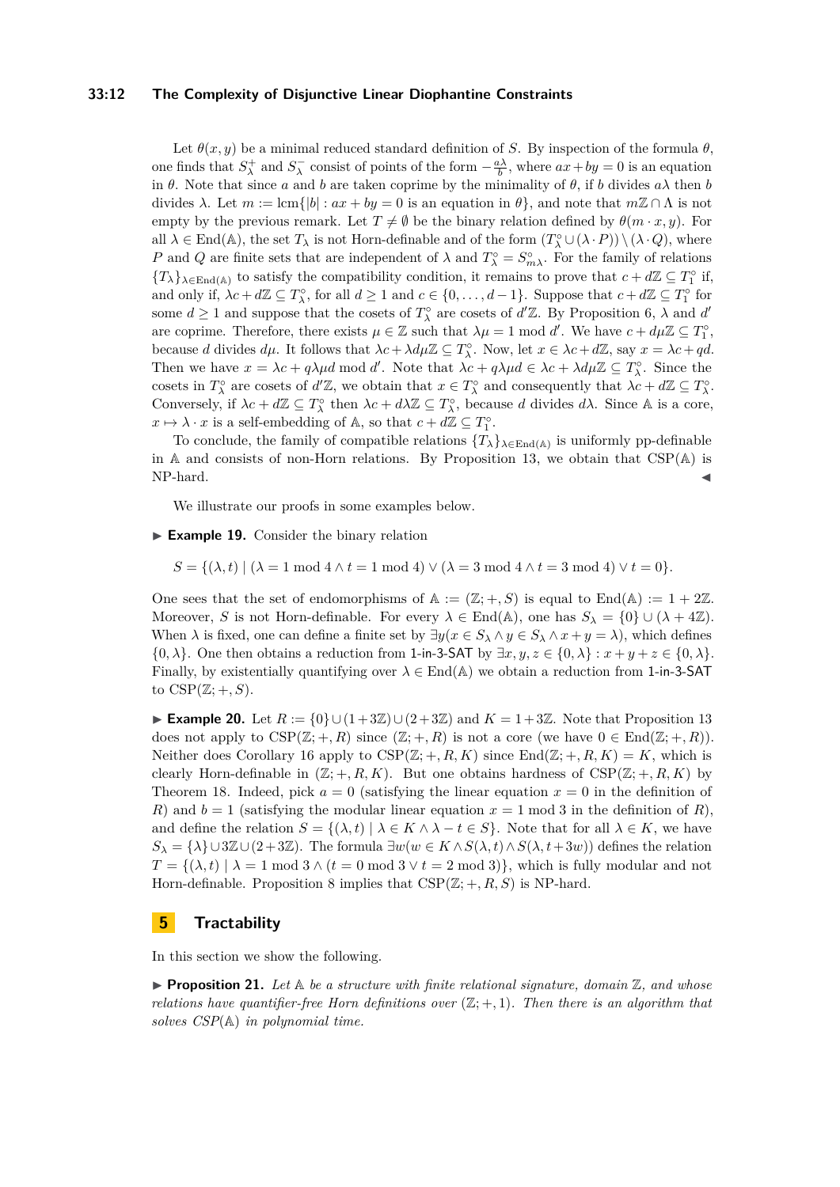Let $\theta(x, y)$ be a minimal reduced standard definition of $S$. By inspection of the formula $\theta$, one finds that $S^+_\lambda$ and $S^-_\lambda$ consist of points of the form $-\frac{a\lambda}{b}$, where $ax+by = 0$ is an equation in $\theta$. Note that since $a$ and $b$ are taken coprime by the minimality of $\theta$, if $b$ divides $a\lambda$ then $b$ divides $\lambda$. Let $m := \operatorname{lcm}\{|b| : ax + by = 0$ is an equation in $\theta\}$, and note that $m\mathbb{Z} \cap \Lambda$ is not empty by the previous remark. Let $T \neq \emptyset$ be the binary relation defined by $\theta(m \cdot x, y)$. For all $\lambda \in \operatorname{End}(\mathbb{A})$, the set $T_\lambda$ is not Horn-definable and of the form $(T^\circ_\lambda \cup (\lambda \cdot P)) \setminus (\lambda \cdot Q)$, where $P$ and $Q$ are finite sets that are independent of $\lambda$ and $T^\circ_\lambda = S^\circ_{m\lambda}$. For the family of relations $\{T_\lambda\}_{\lambda \in \operatorname{End}(\mathbb{A})}$ to satisfy the compatibility condition, it remains to prove that $c + d\mathbb{Z} \subseteq T^\circ_1$ if, and only if, $\lambda c + d\mathbb{Z} \subseteq T^\circ_\lambda$, for all $d \geq 1$ and $c \in \{0, \ldots, d-1\}$. Suppose that $c + d\mathbb{Z} \subseteq T^\circ_1$ for some $d \geq 1$ and suppose that the cosets of $T^\circ_\lambda$ are cosets of $d'\mathbb{Z}$. By Proposition 6, $\lambda$ and $d'$ are coprime. Therefore, there exists $\mu \in \mathbb{Z}$ such that $\lambda\mu = 1 \bmod d'$. We have $c + d\mu\mathbb{Z} \subseteq T^\circ_1$, because $d$ divides $d\mu$. It follows that $\lambda c + \lambda d\mu\mathbb{Z} \subseteq T^\circ_\lambda$. Now, let $x \in \lambda c + d\mathbb{Z}$, say $x = \lambda c + qd$. Then we have $x = \lambda c + q\lambda\mu d \bmod d'$. Note that $\lambda c + q\lambda\mu d \in \lambda c + \lambda d\mu\mathbb{Z} \subseteq T^\circ_\lambda$. Since the cosets in $T^\circ_\lambda$ are cosets of $d'\mathbb{Z}$, we obtain that $x \in T^\circ_\lambda$ and consequently that $\lambda c + d\mathbb{Z} \subseteq T^\circ_\lambda$. Conversely, if $\lambda c + d\mathbb{Z} \subseteq T^\circ_\lambda$ then $\lambda c + d\lambda\mathbb{Z} \subseteq T^\circ_\lambda$, because $d$ divides $d\lambda$. Since $\mathbb{A}$ is a core, $x \mapsto \lambda \cdot x$ is a self-embedding of $\mathbb{A}$, so that $c + d\mathbb{Z} \subseteq T^\circ_1$.

To conclude, the family of compatible relations $\{T_\lambda\}_{\lambda \in \operatorname{End}(\mathbb{A})}$ is uniformly pp-definable in $\mathbb{A}$ and consists of non-Horn relations. By Proposition 13, we obtain that CSP($\mathbb{A}$) is NP-hard. ◀

We illustrate our proofs in some examples below.

▶ **Example 19.** Consider the binary relation

$$S = \{(\lambda, t) \mid (\lambda = 1 \bmod 4 \wedge t = 1 \bmod 4) \vee (\lambda = 3 \bmod 4 \wedge t = 3 \bmod 4) \vee t = 0\}.$$

One sees that the set of endomorphisms of $\mathbb{A} := (\mathbb{Z}; +, S)$ is equal to $\operatorname{End}(\mathbb{A}) := 1 + 2\mathbb{Z}$. Moreover, $S$ is not Horn-definable. For every $\lambda \in \operatorname{End}(\mathbb{A})$, one has $S_\lambda = \{0\} \cup (\lambda + 4\mathbb{Z})$. When $\lambda$ is fixed, one can define a finite set by $\exists y (x \in S_\lambda \wedge y \in S_\lambda \wedge x + y = \lambda)$, which defines $\{0, \lambda\}$. One then obtains a reduction from 1-in-3-SAT by $\exists x, y, z \in \{0, \lambda\} : x + y + z \in \{0, \lambda\}$. Finally, by existentially quantifying over $\lambda \in \operatorname{End}(\mathbb{A})$ we obtain a reduction from 1-in-3-SAT to CSP($\mathbb{Z}; +, S$).

▶ **Example 20.** Let $R := \{0\} \cup (1 + 3\mathbb{Z}) \cup (2 + 3\mathbb{Z})$ and $K = 1 + 3\mathbb{Z}$. Note that Proposition 13 does not apply to CSP($\mathbb{Z}; +, R$) since ($\mathbb{Z}; +, R$) is not a core (we have $0 \in \operatorname{End}(\mathbb{Z}; +, R)$). Neither does Corollary 16 apply to CSP($\mathbb{Z}; +, R, K$) since $\operatorname{End}(\mathbb{Z}; +, R, K) = K$, which is clearly Horn-definable in ($\mathbb{Z}; +, R, K$). But one obtains hardness of CSP($\mathbb{Z}; +, R, K$) by Theorem 18. Indeed, pick $a = 0$ (satisfying the linear equation $x = 0$ in the definition of $R$) and $b = 1$ (satisfying the modular linear equation $x = 1 \bmod 3$ in the definition of $R$), and define the relation $S = \{(\lambda, t) \mid \lambda \in K \wedge \lambda - t \in S\}$. Note that for all $\lambda \in K$, we have $S_\lambda = \{\lambda\} \cup 3\mathbb{Z} \cup (2 + 3\mathbb{Z})$. The formula $\exists w (w \in K \wedge S(\lambda, t) \wedge S(\lambda, t + 3w))$ defines the relation $T = \{(\lambda, t) \mid \lambda = 1 \bmod 3 \wedge (t = 0 \bmod 3 \vee t = 2 \bmod 3)\}$, which is fully modular and not Horn-definable. Proposition 8 implies that CSP($\mathbb{Z}; +, R, S$) is NP-hard.

## 5 Tractability

In this section we show the following.

▶ **Proposition 21.** *Let $\mathbb{A}$ be a structure with finite relational signature, domain $\mathbb{Z}$, and whose relations have quantifier-free Horn definitions over ($\mathbb{Z}; +, 1$). Then there is an algorithm that solves CSP($\mathbb{A}$) in polynomial time.*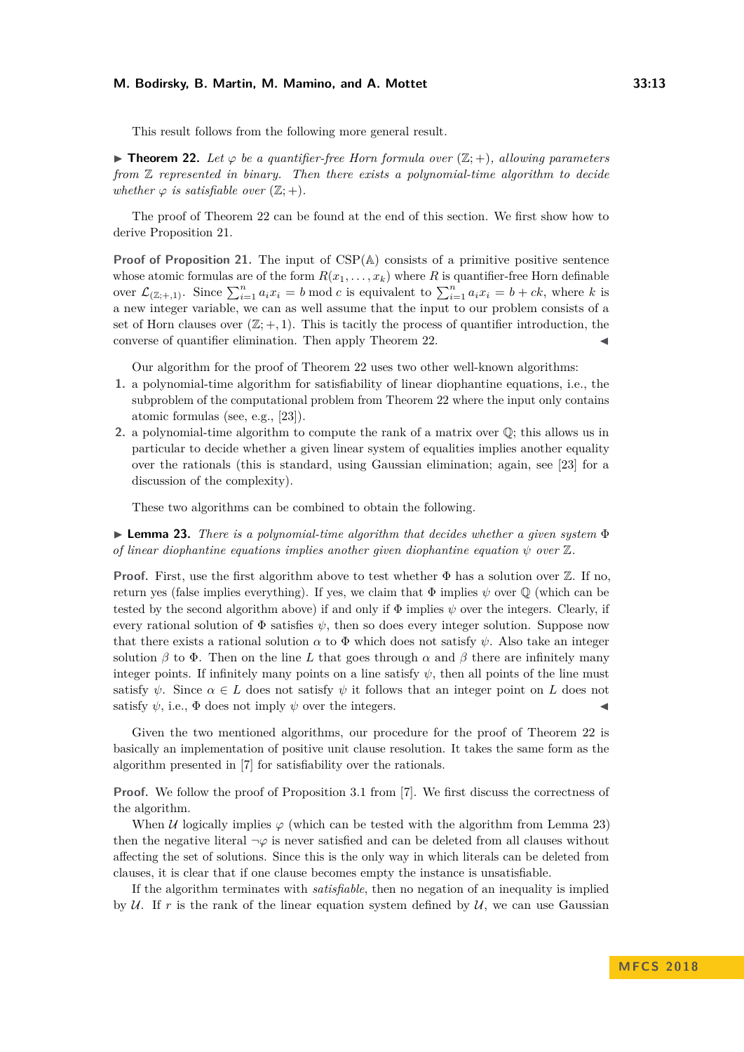This result follows from the following more general result.

▶ **Theorem 22.** *Let $\varphi$ be a quantifier-free Horn formula over $(\mathbb{Z};+)$, allowing parameters from $\mathbb{Z}$ represented in binary. Then there exists a polynomial-time algorithm to decide whether $\varphi$ is satisfiable over $(\mathbb{Z};+)$.*

The proof of Theorem 22 can be found at the end of this section. We first show how to derive Proposition 21.

**Proof of Proposition 21.** The input of CSP($\mathbb{A}$) consists of a primitive positive sentence whose atomic formulas are of the form $R(x_1,\ldots,x_k)$ where $R$ is quantifier-free Horn definable over $\mathcal{L}_{(\mathbb{Z};+,1)}$. Since $\sum_{i=1}^n a_i x_i = b \bmod c$ is equivalent to $\sum_{i=1}^n a_i x_i = b + ck$, where $k$ is a new integer variable, we can as well assume that the input to our problem consists of a set of Horn clauses over $(\mathbb{Z};+,1)$. This is tacitly the process of quantifier introduction, the converse of quantifier elimination. Then apply Theorem 22. ◀

Our algorithm for the proof of Theorem 22 uses two other well-known algorithms:

1. a polynomial-time algorithm for satisfiability of linear diophantine equations, i.e., the subproblem of the computational problem from Theorem 22 where the input only contains atomic formulas (see, e.g., [23]).
2. a polynomial-time algorithm to compute the rank of a matrix over $\mathbb{Q}$; this allows us in particular to decide whether a given linear system of equalities implies another equality over the rationals (this is standard, using Gaussian elimination; again, see [23] for a discussion of the complexity).

These two algorithms can be combined to obtain the following.

▶ **Lemma 23.** *There is a polynomial-time algorithm that decides whether a given system $\Phi$ of linear diophantine equations implies another given diophantine equation $\psi$ over $\mathbb{Z}$.*

**Proof.** First, use the first algorithm above to test whether $\Phi$ has a solution over $\mathbb{Z}$. If no, return yes (false implies everything). If yes, we claim that $\Phi$ implies $\psi$ over $\mathbb{Q}$ (which can be tested by the second algorithm above) if and only if $\Phi$ implies $\psi$ over the integers. Clearly, if every rational solution of $\Phi$ satisfies $\psi$, then so does every integer solution. Suppose now that there exists a rational solution $\alpha$ to $\Phi$ which does not satisfy $\psi$. Also take an integer solution $\beta$ to $\Phi$. Then on the line $L$ that goes through $\alpha$ and $\beta$ there are infinitely many integer points. If infinitely many points on a line satisfy $\psi$, then all points of the line must satisfy $\psi$. Since $\alpha \in L$ does not satisfy $\psi$ it follows that an integer point on $L$ does not satisfy $\psi$, i.e., $\Phi$ does not imply $\psi$ over the integers. ◀

Given the two mentioned algorithms, our procedure for the proof of Theorem 22 is basically an implementation of positive unit clause resolution. It takes the same form as the algorithm presented in [7] for satisfiability over the rationals.

**Proof.** We follow the proof of Proposition 3.1 from [7]. We first discuss the correctness of the algorithm.

When $\mathcal{U}$ logically implies $\varphi$ (which can be tested with the algorithm from Lemma 23) then the negative literal $\neg\varphi$ is never satisfied and can be deleted from all clauses without affecting the set of solutions. Since this is the only way in which literals can be deleted from clauses, it is clear that if one clause becomes empty the instance is unsatisfiable.

If the algorithm terminates with *satisfiable*, then no negation of an inequality is implied by $\mathcal{U}$. If $r$ is the rank of the linear equation system defined by $\mathcal{U}$, we can use Gaussian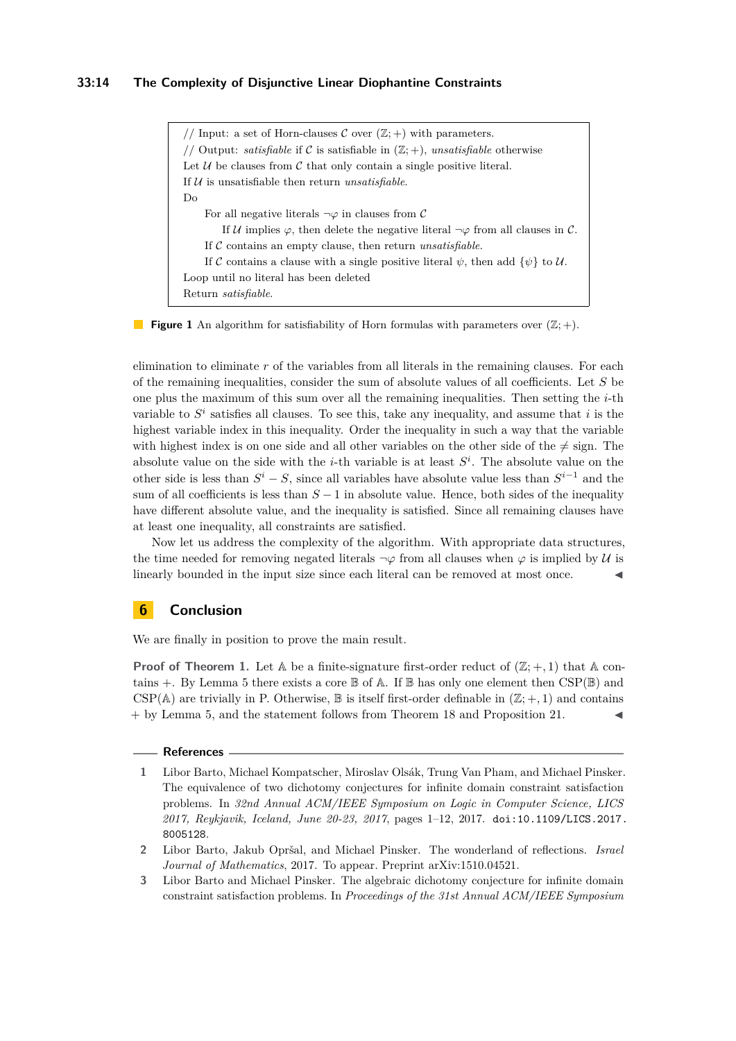```
// Input: a set of Horn-clauses 𝒞 over (ℤ; +) with parameters.
// Output: satisfiable if 𝒞 is satisfiable in (ℤ; +), unsatisfiable otherwise
Let 𝒰 be clauses from 𝒞 that only contain a single positive literal.
If 𝒰 is unsatisfiable then return unsatisfiable.
Do
    For all negative literals ¬φ in clauses from 𝒞
        If 𝒰 implies φ, then delete the negative literal ¬φ from all clauses in 𝒞.
    If 𝒞 contains an empty clause, then return unsatisfiable.
    If 𝒞 contains a clause with a single positive literal ψ, then add {ψ} to 𝒰.
Loop until no literal has been deleted
Return satisfiable.
```

**Figure 1** An algorithm for satisfiability of Horn formulas with parameters over $(\mathbb{Z}; +)$.

elimination to eliminate $r$ of the variables from all literals in the remaining clauses. For each of the remaining inequalities, consider the sum of absolute values of all coefficients. Let $S$ be one plus the maximum of this sum over all the remaining inequalities. Then setting the $i$-th variable to $S^i$ satisfies all clauses. To see this, take any inequality, and assume that $i$ is the highest variable index in this inequality. Order the inequality in such a way that the variable with highest index is on one side and all other variables on the other side of the $\neq$ sign. The absolute value on the side with the $i$-th variable is at least $S^i$. The absolute value on the other side is less than $S^i - S$, since all variables have absolute value less than $S^{i-1}$ and the sum of all coefficients is less than $S - 1$ in absolute value. Hence, both sides of the inequality have different absolute value, and the inequality is satisfied. Since all remaining clauses have at least one inequality, all constraints are satisfied.

Now let us address the complexity of the algorithm. With appropriate data structures, the time needed for removing negated literals $\neg\varphi$ from all clauses when $\varphi$ is implied by $\mathcal{U}$ is linearly bounded in the input size since each literal can be removed at most once. ◀

## 6 Conclusion

We are finally in position to prove the main result.

**Proof of Theorem 1.** Let $\mathbb{A}$ be a finite-signature first-order reduct of $(\mathbb{Z}; +, 1)$ that $\mathbb{A}$ contains $+$. By Lemma 5 there exists a core $\mathbb{B}$ of $\mathbb{A}$. If $\mathbb{B}$ has only one element then $\mathrm{CSP}(\mathbb{B})$ and $\mathrm{CSP}(\mathbb{A})$ are trivially in P. Otherwise, $\mathbb{B}$ is itself first-order definable in $(\mathbb{Z}; +, 1)$ and contains $+$ by Lemma 5, and the statement follows from Theorem 18 and Proposition 21. ◀

## References

1. Libor Barto, Michael Kompatscher, Miroslav Olšák, Trung Van Pham, and Michael Pinsker. The equivalence of two dichotomy conjectures for infinite domain constraint satisfaction problems. In *32nd Annual ACM/IEEE Symposium on Logic in Computer Science, LICS 2017, Reykjavik, Iceland, June 20-23, 2017*, pages 1–12, 2017. doi:10.1109/LICS.2017.8005128.
2. Libor Barto, Jakub Opršal, and Michael Pinsker. The wonderland of reflections. *Israel Journal of Mathematics*, 2017. To appear. Preprint arXiv:1510.04521.
3. Libor Barto and Michael Pinsker. The algebraic dichotomy conjecture for infinite domain constraint satisfaction problems. In *Proceedings of the 31st Annual ACM/IEEE Symposium*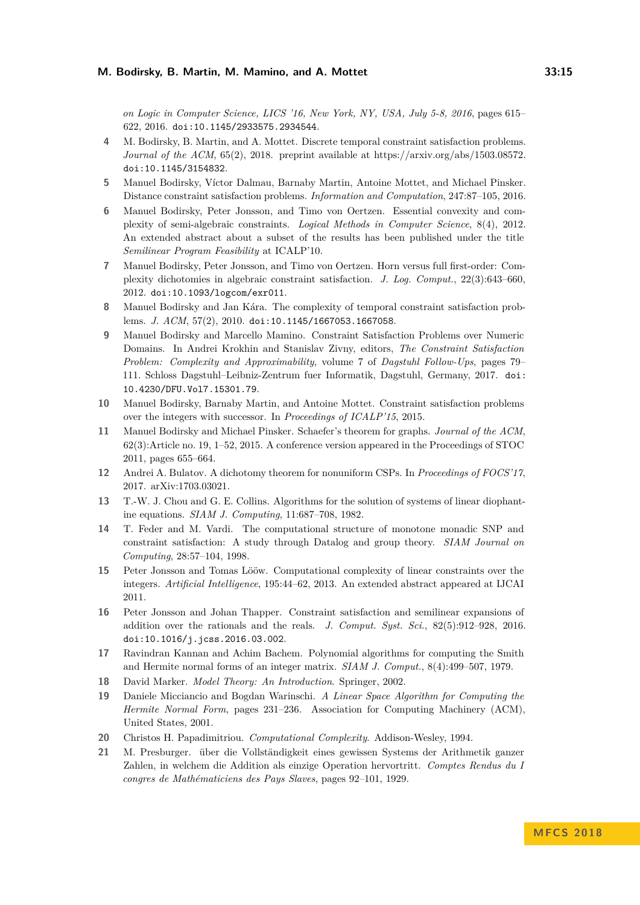*on Logic in Computer Science, LICS '16, New York, NY, USA, July 5-8, 2016*, pages 615–622, 2016. doi:10.1145/2933575.2934544.

4. M. Bodirsky, B. Martin, and A. Mottet. Discrete temporal constraint satisfaction problems. *Journal of the ACM*, 65(2), 2018. preprint available at https://arxiv.org/abs/1503.08572. doi:10.1145/3154832.
5. Manuel Bodirsky, Víctor Dalmau, Barnaby Martin, Antoine Mottet, and Michael Pinsker. Distance constraint satisfaction problems. *Information and Computation*, 247:87–105, 2016.
6. Manuel Bodirsky, Peter Jonsson, and Timo von Oertzen. Essential convexity and complexity of semi-algebraic constraints. *Logical Methods in Computer Science*, 8(4), 2012. An extended abstract about a subset of the results has been published under the title *Semilinear Program Feasibility* at ICALP'10.
7. Manuel Bodirsky, Peter Jonsson, and Timo von Oertzen. Horn versus full first-order: Complexity dichotomies in algebraic constraint satisfaction. *J. Log. Comput.*, 22(3):643–660, 2012. doi:10.1093/logcom/exr011.
8. Manuel Bodirsky and Jan Kára. The complexity of temporal constraint satisfaction problems. *J. ACM*, 57(2), 2010. doi:10.1145/1667053.1667058.
9. Manuel Bodirsky and Marcello Mamino. Constraint Satisfaction Problems over Numeric Domains. In Andrei Krokhin and Stanislav Zivny, editors, *The Constraint Satisfaction Problem: Complexity and Approximability*, volume 7 of *Dagstuhl Follow-Ups*, pages 79–111. Schloss Dagstuhl–Leibniz-Zentrum fuer Informatik, Dagstuhl, Germany, 2017. doi:10.4230/DFU.Vol7.15301.79.
10. Manuel Bodirsky, Barnaby Martin, and Antoine Mottet. Constraint satisfaction problems over the integers with successor. In *Proceedings of ICALP'15*, 2015.
11. Manuel Bodirsky and Michael Pinsker. Schaefer's theorem for graphs. *Journal of the ACM*, 62(3):Article no. 19, 1–52, 2015. A conference version appeared in the Proceedings of STOC 2011, pages 655–664.
12. Andrei A. Bulatov. A dichotomy theorem for nonuniform CSPs. In *Proceedings of FOCS'17*, 2017. arXiv:1703.03021.
13. T.-W. J. Chou and G. E. Collins. Algorithms for the solution of systems of linear diophantine equations. *SIAM J. Computing*, 11:687–708, 1982.
14. T. Feder and M. Vardi. The computational structure of monotone monadic SNP and constraint satisfaction: A study through Datalog and group theory. *SIAM Journal on Computing*, 28:57–104, 1998.
15. Peter Jonsson and Tomas Lööw. Computational complexity of linear constraints over the integers. *Artificial Intelligence*, 195:44–62, 2013. An extended abstract appeared at IJCAI 2011.
16. Peter Jonsson and Johan Thapper. Constraint satisfaction and semilinear expansions of addition over the rationals and the reals. *J. Comput. Syst. Sci.*, 82(5):912–928, 2016. doi:10.1016/j.jcss.2016.03.002.
17. Ravindran Kannan and Achim Bachem. Polynomial algorithms for computing the Smith and Hermite normal forms of an integer matrix. *SIAM J. Comput.*, 8(4):499–507, 1979.
18. David Marker. *Model Theory: An Introduction*. Springer, 2002.
19. Daniele Micciancio and Bogdan Warinschi. *A Linear Space Algorithm for Computing the Hermite Normal Form*, pages 231–236. Association for Computing Machinery (ACM), United States, 2001.
20. Christos H. Papadimitriou. *Computational Complexity*. Addison-Wesley, 1994.
21. M. Presburger. über die Vollständigkeit eines gewissen Systems der Arithmetik ganzer Zahlen, in welchem die Addition als einzige Operation hervortritt. *Comptes Rendus du I congres de Mathématiciens des Pays Slaves*, pages 92–101, 1929.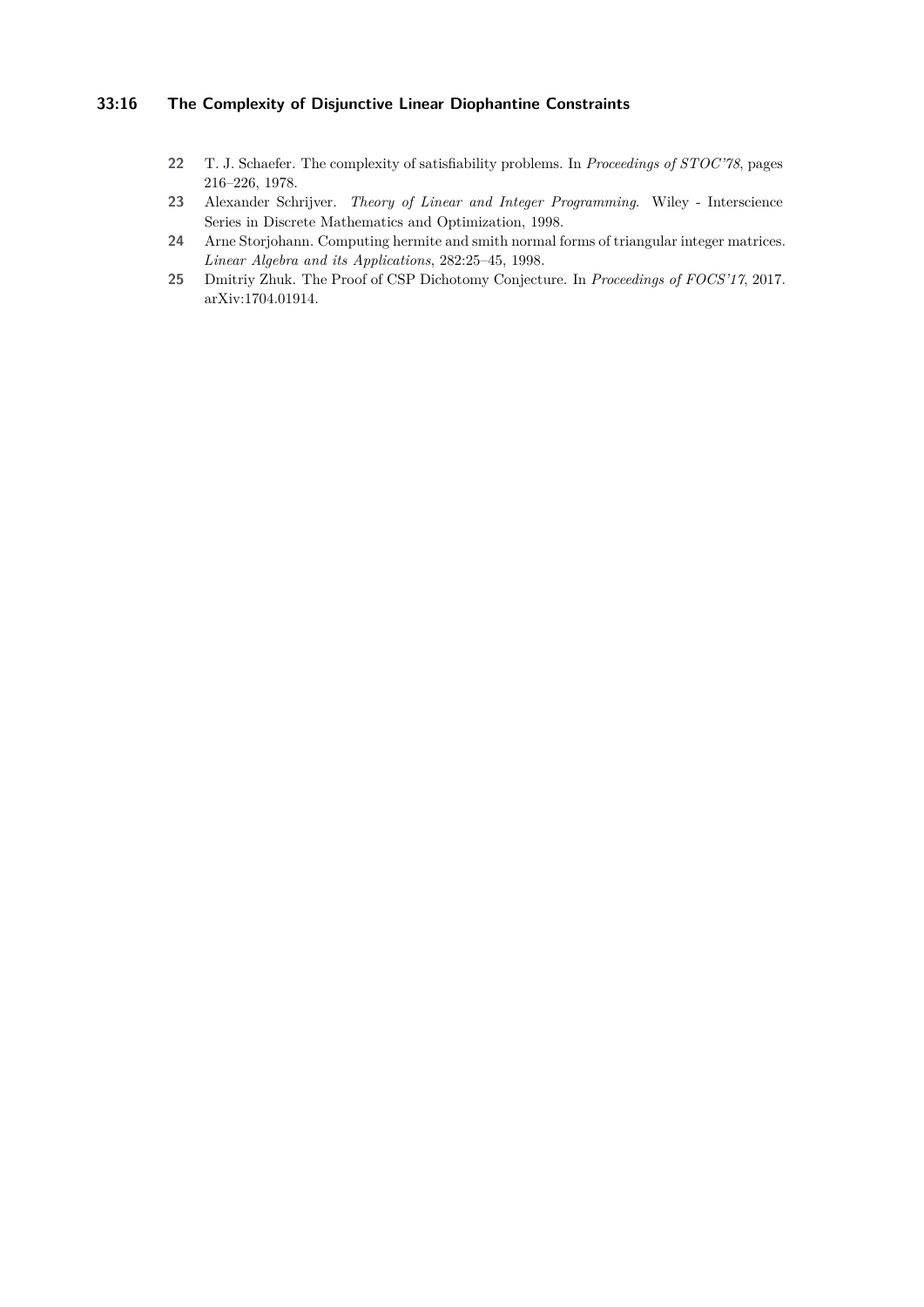22 T. J. Schaefer. The complexity of satisfiability problems. In *Proceedings of STOC'78*, pages 216–226, 1978.

23 Alexander Schrijver. *Theory of Linear and Integer Programming*. Wiley - Interscience Series in Discrete Mathematics and Optimization, 1998.

24 Arne Storjohann. Computing hermite and smith normal forms of triangular integer matrices. *Linear Algebra and its Applications*, 282:25–45, 1998.

25 Dmitriy Zhuk. The Proof of CSP Dichotomy Conjecture. In *Proceedings of FOCS'17*, 2017. arXiv:1704.01914.